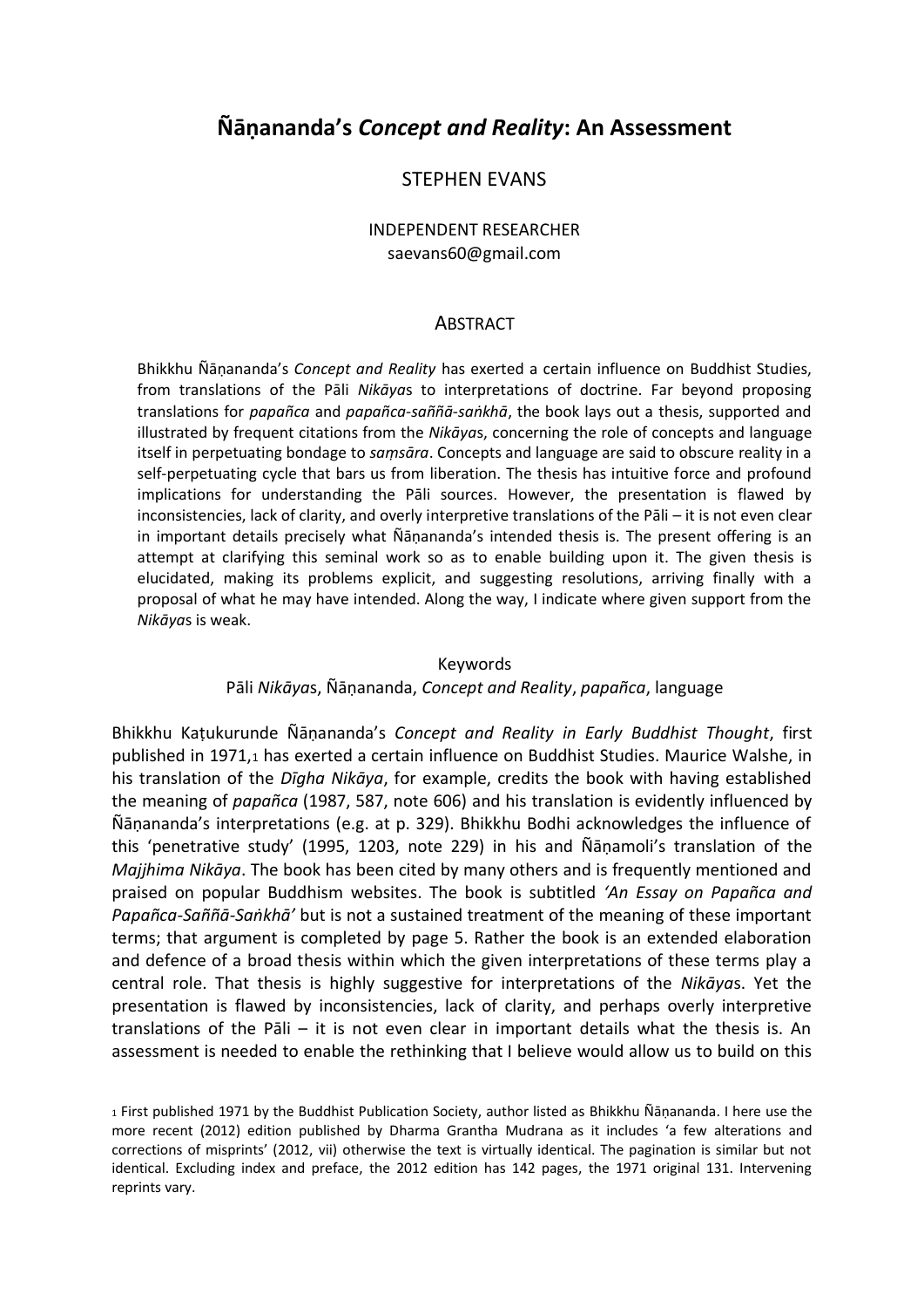# Ñāṇananda's *Concept and Reality*: An Assessment

STEPHEN EVANS

INDEPENDENT RESEARCHER
saevans60@gmail.com

## ABSTRACT

Bhikkhu Ñāṇananda's *Concept and Reality* has exerted a certain influence on Buddhist Studies, from translations of the Pāli *Nikāya*s to interpretations of doctrine. Far beyond proposing translations for *papañca* and *papañca-saññā-saṅkhā*, the book lays out a thesis, supported and illustrated by frequent citations from the *Nikāyas*, concerning the role of concepts and language itself in perpetuating bondage to *saṃsāra*. Concepts and language are said to obscure reality in a self-perpetuating cycle that bars us from liberation. The thesis has intuitive force and profound implications for understanding the Pāli sources. However, the presentation is flawed by inconsistencies, lack of clarity, and overly interpretive translations of the Pāli – it is not even clear in important details precisely what Ñāṇananda's intended thesis is. The present offering is an attempt at clarifying this seminal work so as to enable building upon it. The given thesis is elucidated, making its problems explicit, and suggesting resolutions, arriving finally with a proposal of what he may have intended. Along the way, I indicate where given support from the *Nikāya*s is weak.

Keywords
Pāli *Nikāya*s, Ñāṇananda, *Concept and Reality*, *papañca*, language

Bhikkhu Kaṭukurunde Ñāṇananda's *Concept and Reality in Early Buddhist Thought*, first published in 1971,[1] has exerted a certain influence on Buddhist Studies. Maurice Walshe, in his translation of the *Dīgha Nikāya*, for example, credits the book with having established the meaning of *papañca* (1987, 587, note 606) and his translation is evidently influenced by Ñāṇananda's interpretations (e.g. at p. 329). Bhikkhu Bodhi acknowledges the influence of this 'penetrative study' (1995, 1203, note 229) in his and Ñāṇamoli's translation of the *Majjhima Nikāya*. The book has been cited by many others and is frequently mentioned and praised on popular Buddhism websites. The book is subtitled *'An Essay on Papañca and Papañca-Saññā-Saṅkhā'* but is not a sustained treatment of the meaning of these important terms; that argument is completed by page 5. Rather the book is an extended elaboration and defence of a broad thesis within which the given interpretations of these terms play a central role. That thesis is highly suggestive for interpretations of the *Nikāya*s. Yet the presentation is flawed by inconsistencies, lack of clarity, and perhaps overly interpretive translations of the Pāli – it is not even clear in important details what the thesis is. An assessment is needed to enable the rethinking that I believe would allow us to build on this

[1] First published 1971 by the Buddhist Publication Society, author listed as Bhikkhu Ñāṇananda. I here use the more recent (2012) edition published by Dharma Grantha Mudrana as it includes 'a few alterations and corrections of misprints' (2012, vii) otherwise the text is virtually identical. The pagination is similar but not identical. Excluding index and preface, the 2012 edition has 142 pages, the 1971 original 131. Intervening reprints vary.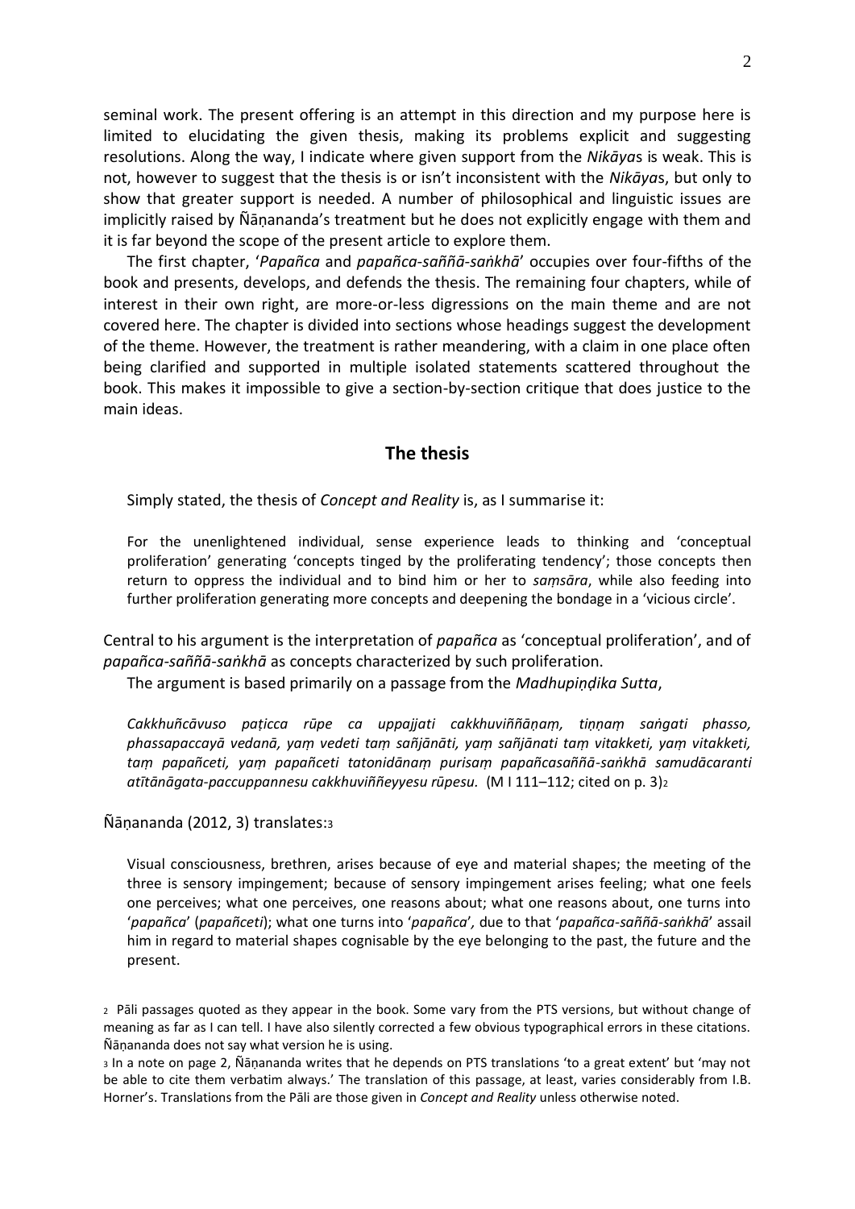seminal work. The present offering is an attempt in this direction and my purpose here is limited to elucidating the given thesis, making its problems explicit and suggesting resolutions. Along the way, I indicate where given support from the *Nikāya*s is weak. This is not, however to suggest that the thesis is or isn't inconsistent with the *Nikāya*s, but only to show that greater support is needed. A number of philosophical and linguistic issues are implicitly raised by Ñāṇananda's treatment but he does not explicitly engage with them and it is far beyond the scope of the present article to explore them.

The first chapter, '*Papañca* and *papañca-saññā-saṅkhā*' occupies over four-fifths of the book and presents, develops, and defends the thesis. The remaining four chapters, while of interest in their own right, are more-or-less digressions on the main theme and are not covered here. The chapter is divided into sections whose headings suggest the development of the theme. However, the treatment is rather meandering, with a claim in one place often being clarified and supported in multiple isolated statements scattered throughout the book. This makes it impossible to give a section-by-section critique that does justice to the main ideas.

## The thesis

Simply stated, the thesis of *Concept and Reality* is, as I summarise it:

> For the unenlightened individual, sense experience leads to thinking and 'conceptual proliferation' generating 'concepts tinged by the proliferating tendency'; those concepts then return to oppress the individual and to bind him or her to *saṃsāra*, while also feeding into further proliferation generating more concepts and deepening the bondage in a 'vicious circle'.

Central to his argument is the interpretation of *papañca* as 'conceptual proliferation', and of *papañca-saññā-saṅkhā* as concepts characterized by such proliferation.

The argument is based primarily on a passage from the *Madhupiṇḍika Sutta*,

> *Cakkhuñcāvuso paṭicca rūpe ca uppajjati cakkhuviññāṇaṃ, tiṇṇaṃ saṅgati phasso, phassapaccayā vedanā, yaṃ vedeti taṃ sañjānāti, yaṃ sañjānati taṃ vitakketi, yaṃ vitakketi, taṃ papañceti, yaṃ papañceti tatonidānaṃ purisaṃ papañcasaññā-saṅkhā samudācaranti atītānāgata-paccuppannesu cakkhuviññeyyesu rūpesu.* (M I 111–112; cited on p. 3)[2]

Ñāṇananda (2012, 3) translates:[3]

> Visual consciousness, brethren, arises because of eye and material shapes; the meeting of the three is sensory impingement; because of sensory impingement arises feeling; what one feels one perceives; what one perceives, one reasons about; what one reasons about, one turns into '*papañca*' (*papañceti*); what one turns into '*papañca*', due to that '*papañca-saññā-saṅkhā*' assail him in regard to material shapes cognisable by the eye belonging to the past, the future and the present.

[2] Pāli passages quoted as they appear in the book. Some vary from the PTS versions, but without change of meaning as far as I can tell. I have also silently corrected a few obvious typographical errors in these citations. Ñāṇananda does not say what version he is using.

[3] In a note on page 2, Ñāṇananda writes that he depends on PTS translations 'to a great extent' but 'may not be able to cite them verbatim always.' The translation of this passage, at least, varies considerably from I.B. Horner's. Translations from the Pāli are those given in *Concept and Reality* unless otherwise noted.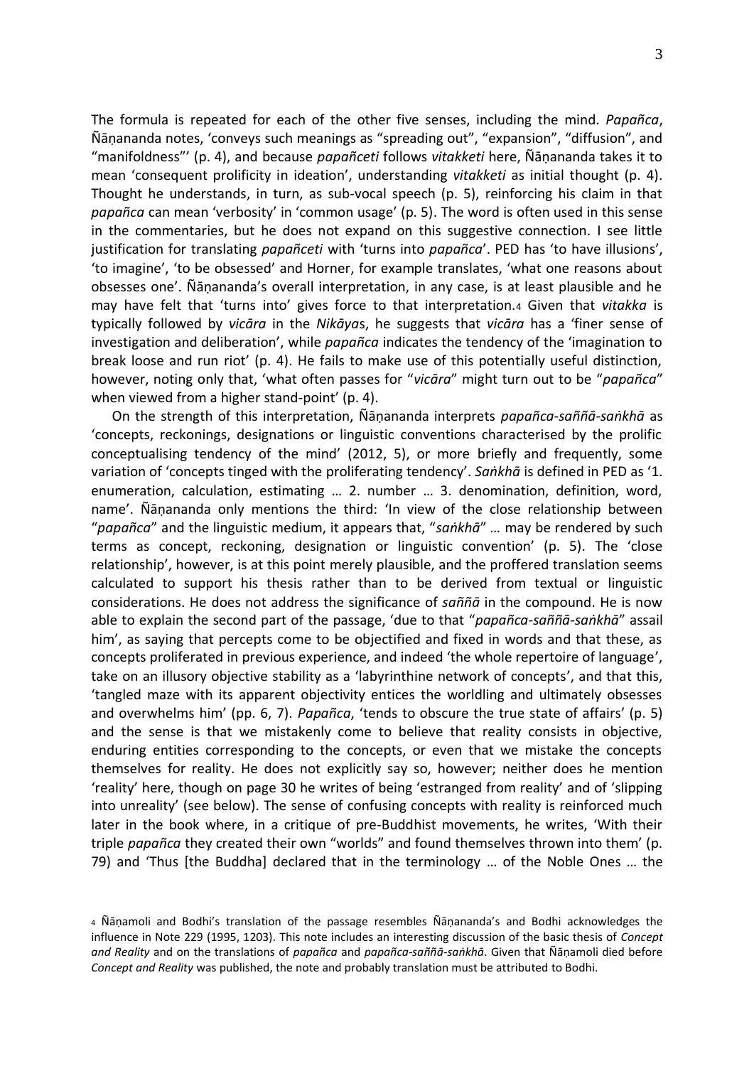The formula is repeated for each of the other five senses, including the mind. *Papañca*, Ñāṇananda notes, 'conveys such meanings as "spreading out", "expansion", "diffusion", and "manifoldness"' (p. 4), and because *papañceti* follows *vitakketi* here, Ñāṇananda takes it to mean 'consequent prolificity in ideation', understanding *vitakketi* as initial thought (p. 4). Thought he understands, in turn, as sub-vocal speech (p. 5), reinforcing his claim in that *papañca* can mean 'verbosity' in 'common usage' (p. 5). The word is often used in this sense in the commentaries, but he does not expand on this suggestive connection. I see little justification for translating *papañceti* with 'turns into *papañca*'. PED has 'to have illusions', 'to imagine', 'to be obsessed' and Horner, for example translates, 'what one reasons about obsesses one'. Ñāṇananda's overall interpretation, in any case, is at least plausible and he may have felt that 'turns into' gives force to that interpretation.[4] Given that *vitakka* is typically followed by *vicāra* in the *Nikāyas*, he suggests that *vicāra* has a 'finer sense of investigation and deliberation', while *papañca* indicates the tendency of the 'imagination to break loose and run riot' (p. 4). He fails to make use of this potentially useful distinction, however, noting only that, 'what often passes for "*vicāra*" might turn out to be "*papañca*" when viewed from a higher stand-point' (p. 4).

On the strength of this interpretation, Ñāṇananda interprets *papañca-saññā-saṅkhā* as 'concepts, reckonings, designations or linguistic conventions characterised by the prolific conceptualising tendency of the mind' (2012, 5), or more briefly and frequently, some variation of 'concepts tinged with the proliferating tendency'. *Saṅkhā* is defined in PED as '1. enumeration, calculation, estimating … 2. number … 3. denomination, definition, word, name'. Ñāṇananda only mentions the third: 'In view of the close relationship between "*papañca*" and the linguistic medium, it appears that, "*saṅkhā*" … may be rendered by such terms as concept, reckoning, designation or linguistic convention' (p. 5). The 'close relationship', however, is at this point merely plausible, and the proffered translation seems calculated to support his thesis rather than to be derived from textual or linguistic considerations. He does not address the significance of *saññā* in the compound. He is now able to explain the second part of the passage, 'due to that "*papañca-saññā-saṅkhā*" assail him', as saying that percepts come to be objectified and fixed in words and that these, as concepts proliferated in previous experience, and indeed 'the whole repertoire of language', take on an illusory objective stability as a 'labyrinthine network of concepts', and that this, 'tangled maze with its apparent objectivity entices the worldling and ultimately obsesses and overwhelms him' (pp. 6, 7). *Papañca*, 'tends to obscure the true state of affairs' (p. 5) and the sense is that we mistakenly come to believe that reality consists in objective, enduring entities corresponding to the concepts, or even that we mistake the concepts themselves for reality. He does not explicitly say so, however; neither does he mention 'reality' here, though on page 30 he writes of being 'estranged from reality' and of 'slipping into unreality' (see below). The sense of confusing concepts with reality is reinforced much later in the book where, in a critique of pre-Buddhist movements, he writes, 'With their triple *papañca* they created their own "worlds" and found themselves thrown into them' (p. 79) and 'Thus [the Buddha] declared that in the terminology … of the Noble Ones … the

[4] Ñāṇamoli and Bodhi's translation of the passage resembles Ñāṇananda's and Bodhi acknowledges the influence in Note 229 (1995, 1203). This note includes an interesting discussion of the basic thesis of *Concept and Reality* and on the translations of *papañca* and *papañca-saññā-saṅkhā*. Given that Ñāṇamoli died before *Concept and Reality* was published, the note and probably translation must be attributed to Bodhi.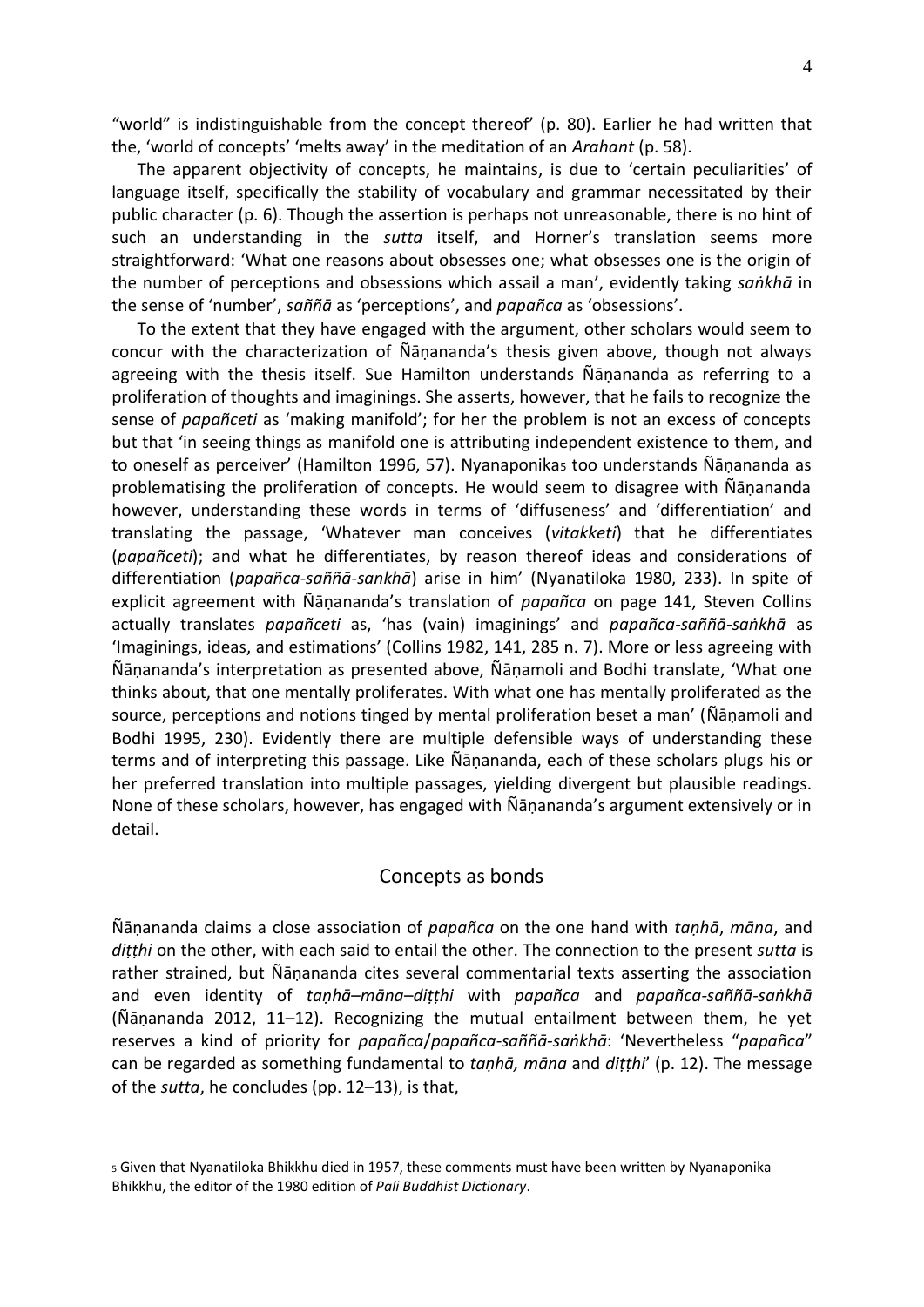"world" is indistinguishable from the concept thereof' (p. 80). Earlier he had written that the, 'world of concepts' 'melts away' in the meditation of an *Arahant* (p. 58).

The apparent objectivity of concepts, he maintains, is due to 'certain peculiarities' of language itself, specifically the stability of vocabulary and grammar necessitated by their public character (p. 6). Though the assertion is perhaps not unreasonable, there is no hint of such an understanding in the *sutta* itself, and Horner's translation seems more straightforward: 'What one reasons about obsesses one; what obsesses one is the origin of the number of perceptions and obsessions which assail a man', evidently taking *saṅkhā* in the sense of 'number', *saññā* as 'perceptions', and *papañca* as 'obsessions'.

To the extent that they have engaged with the argument, other scholars would seem to concur with the characterization of Ñāṇananda's thesis given above, though not always agreeing with the thesis itself. Sue Hamilton understands Ñāṇananda as referring to a proliferation of thoughts and imaginings. She asserts, however, that he fails to recognize the sense of *papañceti* as 'making manifold'; for her the problem is not an excess of concepts but that 'in seeing things as manifold one is attributing independent existence to them, and to oneself as perceiver' (Hamilton 1996, 57). Nyanaponika[5] too understands Ñāṇananda as problematising the proliferation of concepts. He would seem to disagree with Ñāṇananda however, understanding these words in terms of 'diffuseness' and 'differentiation' and translating the passage, 'Whatever man conceives (*vitakketi*) that he differentiates (*papañceti*); and what he differentiates, by reason thereof ideas and considerations of differentiation (*papañca-saññā-sankhā*) arise in him' (Nyanatiloka 1980, 233). In spite of explicit agreement with Ñāṇananda's translation of *papañca* on page 141, Steven Collins actually translates *papañceti* as, 'has (vain) imaginings' and *papañca-saññā-saṅkhā* as 'Imaginings, ideas, and estimations' (Collins 1982, 141, 285 n. 7). More or less agreeing with Ñāṇananda's interpretation as presented above, Ñāṇamoli and Bodhi translate, 'What one thinks about, that one mentally proliferates. With what one has mentally proliferated as the source, perceptions and notions tinged by mental proliferation beset a man' (Ñāṇamoli and Bodhi 1995, 230). Evidently there are multiple defensible ways of understanding these terms and of interpreting this passage. Like Ñāṇananda, each of these scholars plugs his or her preferred translation into multiple passages, yielding divergent but plausible readings. None of these scholars, however, has engaged with Ñāṇananda's argument extensively or in detail.

## Concepts as bonds

Ñāṇananda claims a close association of *papañca* on the one hand with *taṇhā*, *māna*, and *diṭṭhi* on the other, with each said to entail the other. The connection to the present *sutta* is rather strained, but Ñāṇananda cites several commentarial texts asserting the association and even identity of *taṇhā–māna–diṭṭhi* with *papañca* and *papañca-saññā-saṅkhā* (Ñāṇananda 2012, 11–12). Recognizing the mutual entailment between them, he yet reserves a kind of priority for *papañca*/*papañca-saññā-saṅkhā*: 'Nevertheless "*papañca*" can be regarded as something fundamental to *taṇhā, māna* and *diṭṭhi*' (p. 12). The message of the *sutta*, he concludes (pp. 12–13), is that,

[5] Given that Nyanatiloka Bhikkhu died in 1957, these comments must have been written by Nyanaponika Bhikkhu, the editor of the 1980 edition of *Pali Buddhist Dictionary*.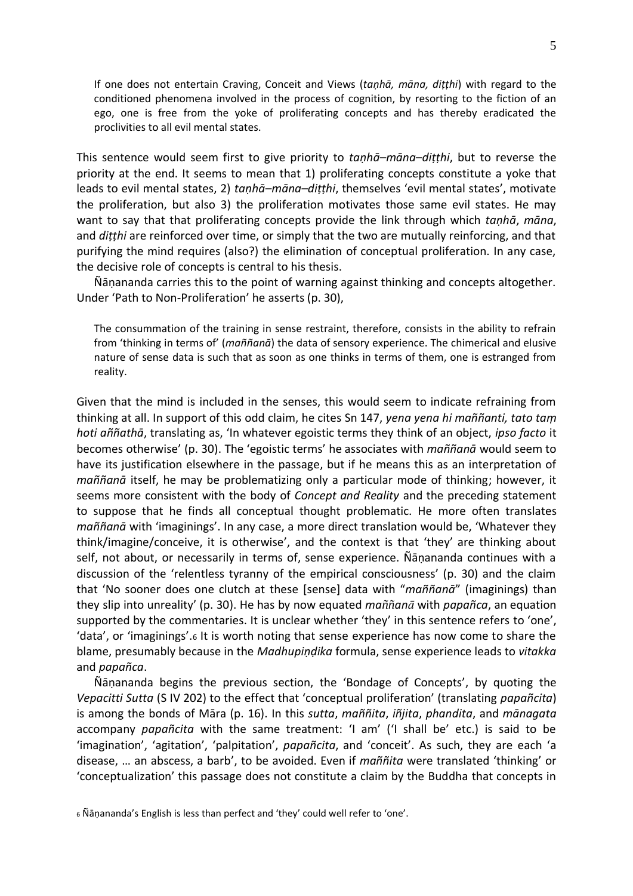> If one does not entertain Craving, Conceit and Views (*taṇhā, māna, diṭṭhi*) with regard to the conditioned phenomena involved in the process of cognition, by resorting to the fiction of an ego, one is free from the yoke of proliferating concepts and has thereby eradicated the proclivities to all evil mental states.

This sentence would seem first to give priority to *taṇhā–māna–diṭṭhi*, but to reverse the priority at the end. It seems to mean that 1) proliferating concepts constitute a yoke that leads to evil mental states, 2) *taṇhā–māna–diṭṭhi*, themselves 'evil mental states', motivate the proliferation, but also 3) the proliferation motivates those same evil states. He may want to say that that proliferating concepts provide the link through which *taṇhā*, *māna*, and *diṭṭhi* are reinforced over time, or simply that the two are mutually reinforcing, and that purifying the mind requires (also?) the elimination of conceptual proliferation. In any case, the decisive role of concepts is central to his thesis.

Ñāṇananda carries this to the point of warning against thinking and concepts altogether. Under 'Path to Non-Proliferation' he asserts (p. 30),

> The consummation of the training in sense restraint, therefore, consists in the ability to refrain from 'thinking in terms of' (*maññanā*) the data of sensory experience. The chimerical and elusive nature of sense data is such that as soon as one thinks in terms of them, one is estranged from reality.

Given that the mind is included in the senses, this would seem to indicate refraining from thinking at all. In support of this odd claim, he cites Sn 147, *yena yena hi maññanti, tato taṃ hoti aññathā*, translating as, 'In whatever egoistic terms they think of an object, *ipso facto* it becomes otherwise' (p. 30). The 'egoistic terms' he associates with *maññanā* would seem to have its justification elsewhere in the passage, but if he means this as an interpretation of *maññanā* itself, he may be problematizing only a particular mode of thinking; however, it seems more consistent with the body of *Concept and Reality* and the preceding statement to suppose that he finds all conceptual thought problematic. He more often translates *maññanā* with 'imaginings'. In any case, a more direct translation would be, 'Whatever they think/imagine/conceive, it is otherwise', and the context is that 'they' are thinking about self, not about, or necessarily in terms of, sense experience. Ñāṇananda continues with a discussion of the 'relentless tyranny of the empirical consciousness' (p. 30) and the claim that 'No sooner does one clutch at these [sense] data with "*maññanā*" (imaginings) than they slip into unreality' (p. 30). He has by now equated *maññanā* with *papañca*, an equation supported by the commentaries. It is unclear whether 'they' in this sentence refers to 'one', 'data', or 'imaginings'.[6] It is worth noting that sense experience has now come to share the blame, presumably because in the *Madhupiṇḍika* formula, sense experience leads to *vitakka* and *papañca*.

Ñāṇananda begins the previous section, the 'Bondage of Concepts', by quoting the *Vepacitti Sutta* (S IV 202) to the effect that 'conceptual proliferation' (translating *papañcita*) is among the bonds of Māra (p. 16). In this *sutta*, *maññita*, *iñjita*, *phandita*, and *mānagata* accompany *papañcita* with the same treatment: 'I am' ('I shall be' etc.) is said to be 'imagination', 'agitation', 'palpitation', *papañcita*, and 'conceit'. As such, they are each 'a disease, … an abscess, a barb', to be avoided. Even if *maññita* were translated 'thinking' or 'conceptualization' this passage does not constitute a claim by the Buddha that concepts in

[6] Ñāṇananda's English is less than perfect and 'they' could well refer to 'one'.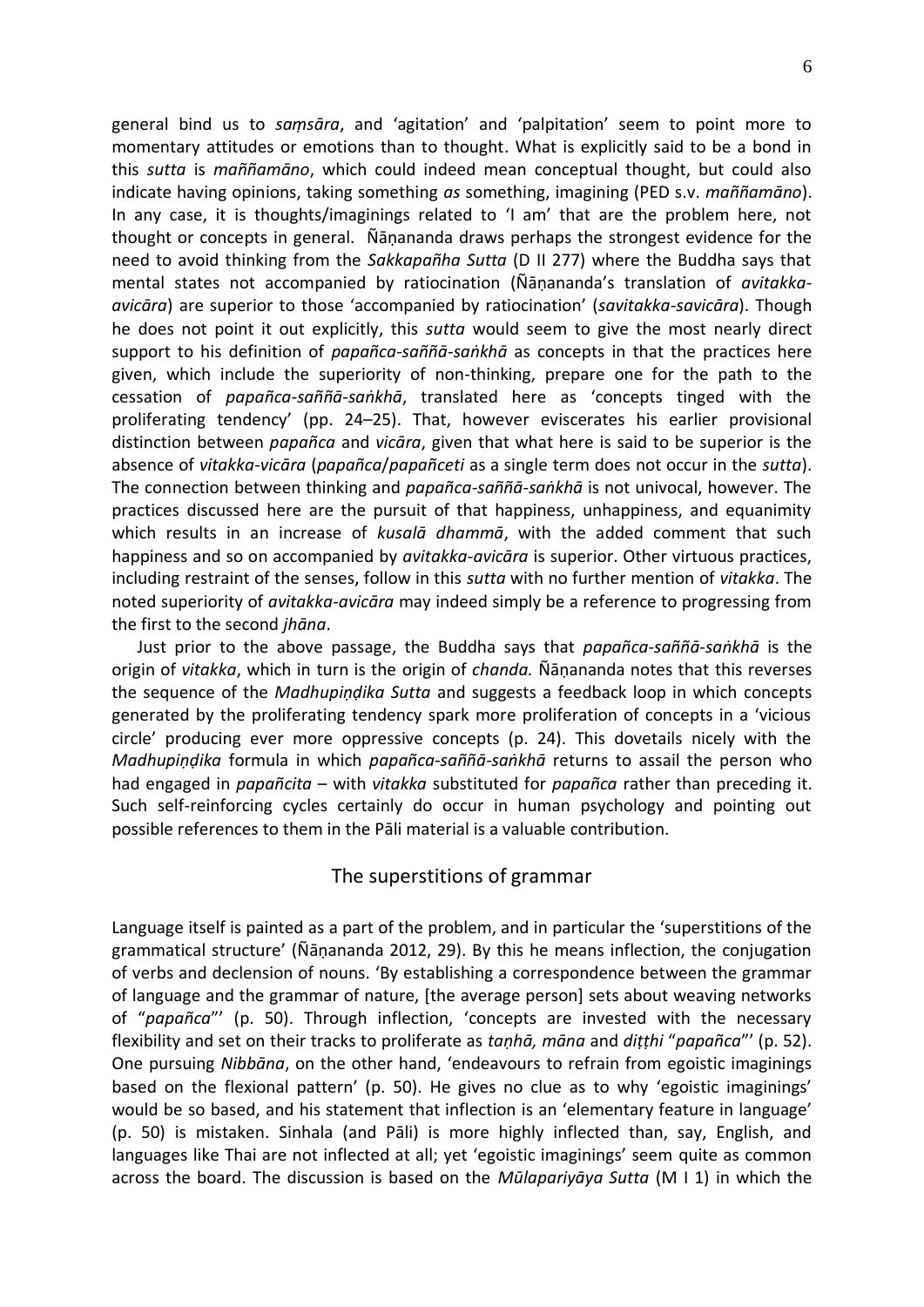general bind us to *saṃsāra*, and 'agitation' and 'palpitation' seem to point more to momentary attitudes or emotions than to thought. What is explicitly said to be a bond in this *sutta* is *maññamāno*, which could indeed mean conceptual thought, but could also indicate having opinions, taking something *as* something, imagining (PED s.v. *maññamāno*). In any case, it is thoughts/imaginings related to 'I am' that are the problem here, not thought or concepts in general. Ñāṇananda draws perhaps the strongest evidence for the need to avoid thinking from the *Sakkapañha Sutta* (D II 277) where the Buddha says that mental states not accompanied by ratiocination (Ñāṇananda's translation of *avitakka-avicāra*) are superior to those 'accompanied by ratiocination' (*savitakka-savicāra*). Though he does not point it out explicitly, this *sutta* would seem to give the most nearly direct support to his definition of *papañca-saññā-saṅkhā* as concepts in that the practices here given, which include the superiority of non-thinking, prepare one for the path to the cessation of *papañca-saññā-saṅkhā*, translated here as 'concepts tinged with the proliferating tendency' (pp. 24–25). That, however eviscerates his earlier provisional distinction between *papañca* and *vicāra*, given that what here is said to be superior is the absence of *vitakka-vicāra* (*papañca*/*papañceti* as a single term does not occur in the *sutta*). The connection between thinking and *papañca-saññā-saṅkhā* is not univocal, however. The practices discussed here are the pursuit of that happiness, unhappiness, and equanimity which results in an increase of *kusalā dhammā*, with the added comment that such happiness and so on accompanied by *avitakka-avicāra* is superior. Other virtuous practices, including restraint of the senses, follow in this *sutta* with no further mention of *vitakka*. The noted superiority of *avitakka-avicāra* may indeed simply be a reference to progressing from the first to the second *jhāna*.

Just prior to the above passage, the Buddha says that *papañca-saññā-saṅkhā* is the origin of *vitakka*, which in turn is the origin of *chanda.* Ñāṇananda notes that this reverses the sequence of the *Madhupiṇḍika Sutta* and suggests a feedback loop in which concepts generated by the proliferating tendency spark more proliferation of concepts in a 'vicious circle' producing ever more oppressive concepts (p. 24). This dovetails nicely with the *Madhupiṇḍika* formula in which *papañca-saññā-saṅkhā* returns to assail the person who had engaged in *papañcita* – with *vitakka* substituted for *papañca* rather than preceding it. Such self-reinforcing cycles certainly do occur in human psychology and pointing out possible references to them in the Pāli material is a valuable contribution.

## The superstitions of grammar

Language itself is painted as a part of the problem, and in particular the 'superstitions of the grammatical structure' (Ñāṇananda 2012, 29). By this he means inflection, the conjugation of verbs and declension of nouns. 'By establishing a correspondence between the grammar of language and the grammar of nature, [the average person] sets about weaving networks of "*papañca*"' (p. 50). Through inflection, 'concepts are invested with the necessary flexibility and set on their tracks to proliferate as *taṇhā, māna* and *diṭṭhi* "*papañca*"' (p. 52). One pursuing *Nibbāna*, on the other hand, 'endeavours to refrain from egoistic imaginings based on the flexional pattern' (p. 50). He gives no clue as to why 'egoistic imaginings' would be so based, and his statement that inflection is an 'elementary feature in language' (p. 50) is mistaken. Sinhala (and Pāli) is more highly inflected than, say, English, and languages like Thai are not inflected at all; yet 'egoistic imaginings' seem quite as common across the board. The discussion is based on the *Mūlapariyāya Sutta* (M I 1) in which the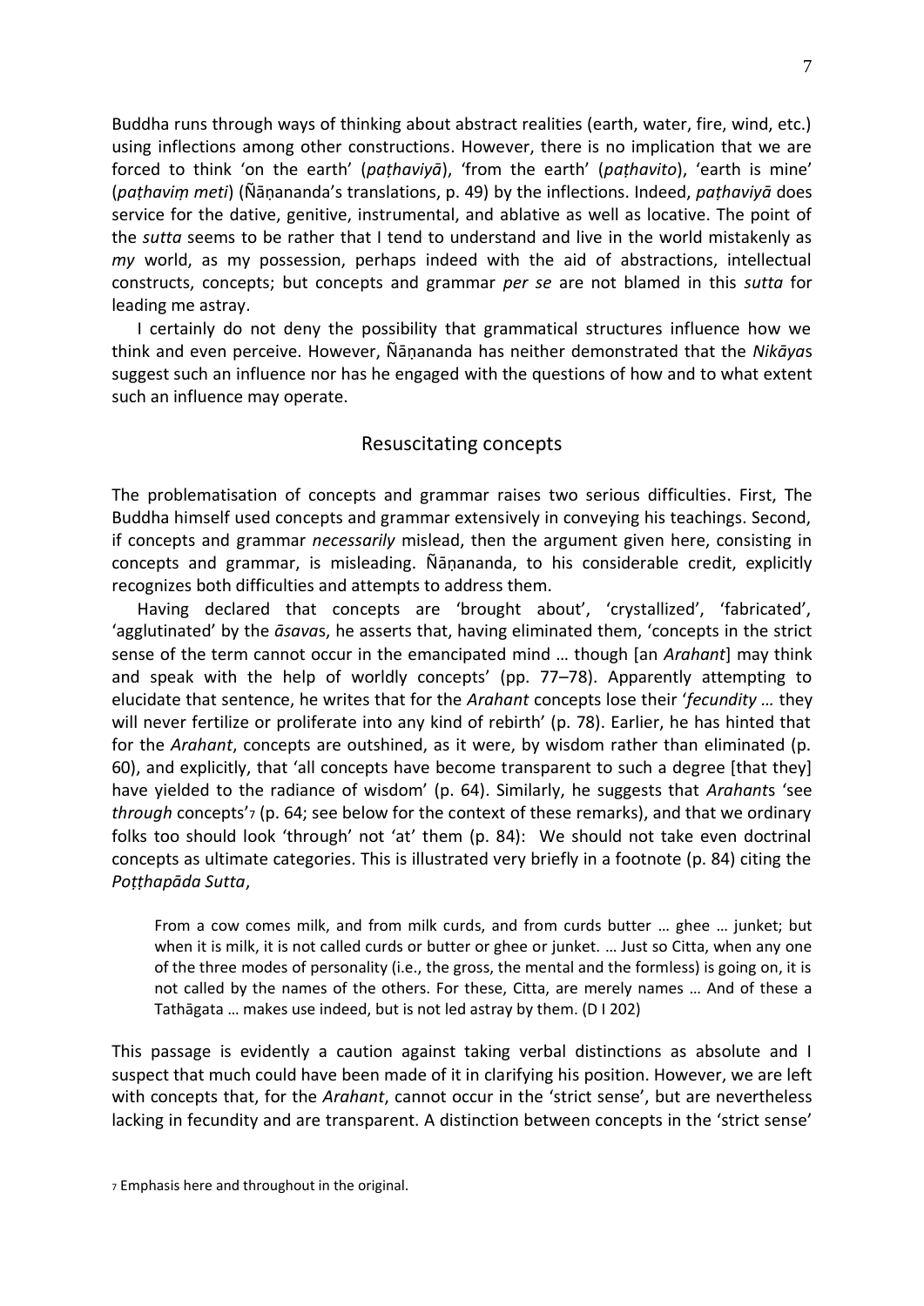Buddha runs through ways of thinking about abstract realities (earth, water, fire, wind, etc.) using inflections among other constructions. However, there is no implication that we are forced to think 'on the earth' (*paṭhaviyā*), 'from the earth' (*paṭhavito*), 'earth is mine' (*paṭhaviṃ meti*) (Ñāṇananda's translations, p. 49) by the inflections. Indeed, *paṭhaviyā* does service for the dative, genitive, instrumental, and ablative as well as locative. The point of the *sutta* seems to be rather that I tend to understand and live in the world mistakenly as *my* world, as my possession, perhaps indeed with the aid of abstractions, intellectual constructs, concepts; but concepts and grammar *per se* are not blamed in this *sutta* for leading me astray.

I certainly do not deny the possibility that grammatical structures influence how we think and even perceive. However, Ñāṇananda has neither demonstrated that the *Nikāya*s suggest such an influence nor has he engaged with the questions of how and to what extent such an influence may operate.

## Resuscitating concepts

The problematisation of concepts and grammar raises two serious difficulties. First, The Buddha himself used concepts and grammar extensively in conveying his teachings. Second, if concepts and grammar *necessarily* mislead, then the argument given here, consisting in concepts and grammar, is misleading. Ñāṇananda, to his considerable credit, explicitly recognizes both difficulties and attempts to address them.

Having declared that concepts are 'brought about', 'crystallized', 'fabricated', 'agglutinated' by the *āsava*s, he asserts that, having eliminated them, 'concepts in the strict sense of the term cannot occur in the emancipated mind … though [an *Arahant*] may think and speak with the help of worldly concepts' (pp. 77–78). Apparently attempting to elucidate that sentence, he writes that for the *Arahant* concepts lose their '*fecundity* … they will never fertilize or proliferate into any kind of rebirth' (p. 78). Earlier, he has hinted that for the *Arahant*, concepts are outshined, as it were, by wisdom rather than eliminated (p. 60), and explicitly, that 'all concepts have become transparent to such a degree [that they] have yielded to the radiance of wisdom' (p. 64). Similarly, he suggests that *Arahant*s 'see *through* concepts'[7] (p. 64; see below for the context of these remarks), and that we ordinary folks too should look 'through' not 'at' them (p. 84): We should not take even doctrinal concepts as ultimate categories. This is illustrated very briefly in a footnote (p. 84) citing the *Poṭṭhapāda Sutta*,

> From a cow comes milk, and from milk curds, and from curds butter … ghee … junket; but when it is milk, it is not called curds or butter or ghee or junket. … Just so Citta, when any one of the three modes of personality (i.e., the gross, the mental and the formless) is going on, it is not called by the names of the others. For these, Citta, are merely names … And of these a Tathāgata … makes use indeed, but is not led astray by them. (D I 202)

This passage is evidently a caution against taking verbal distinctions as absolute and I suspect that much could have been made of it in clarifying his position. However, we are left with concepts that, for the *Arahant*, cannot occur in the 'strict sense', but are nevertheless lacking in fecundity and are transparent. A distinction between concepts in the 'strict sense'

[7] Emphasis here and throughout in the original.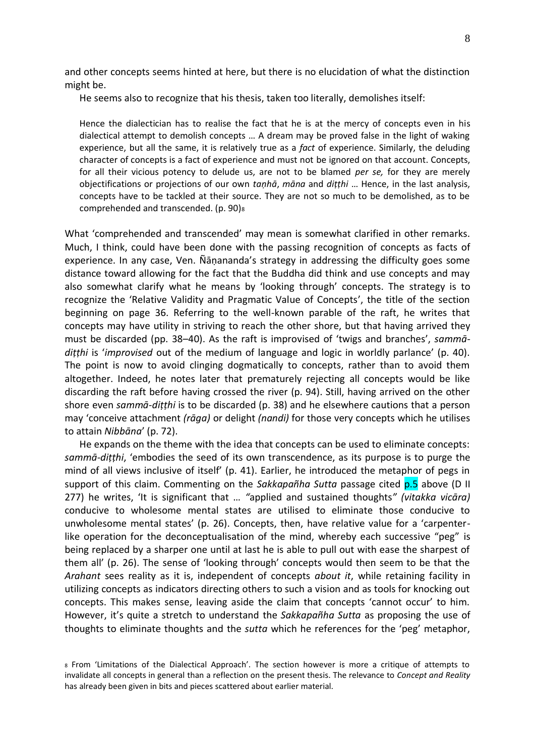and other concepts seems hinted at here, but there is no elucidation of what the distinction might be.

He seems also to recognize that his thesis, taken too literally, demolishes itself:

> Hence the dialectician has to realise the fact that he is at the mercy of concepts even in his dialectical attempt to demolish concepts … A dream may be proved false in the light of waking experience, but all the same, it is relatively true as a *fact* of experience. Similarly, the deluding character of concepts is a fact of experience and must not be ignored on that account. Concepts, for all their vicious potency to delude us, are not to be blamed *per se,* for they are merely objectifications or projections of our own *taṇhā*, *māna* and *diṭṭhi* … Hence, in the last analysis, concepts have to be tackled at their source. They are not so much to be demolished, as to be comprehended and transcended. (p. 90)[8]

What 'comprehended and transcended' may mean is somewhat clarified in other remarks. Much, I think, could have been done with the passing recognition of concepts as facts of experience. In any case, Ven. Ñāṇananda's strategy in addressing the difficulty goes some distance toward allowing for the fact that the Buddha did think and use concepts and may also somewhat clarify what he means by 'looking through' concepts. The strategy is to recognize the 'Relative Validity and Pragmatic Value of Concepts', the title of the section beginning on page 36. Referring to the well-known parable of the raft, he writes that concepts may have utility in striving to reach the other shore, but that having arrived they must be discarded (pp. 38–40). As the raft is improvised of 'twigs and branches', *sammā-diṭṭhi* is '*improvised* out of the medium of language and logic in worldly parlance' (p. 40). The point is now to avoid clinging dogmatically to concepts, rather than to avoid them altogether. Indeed, he notes later that prematurely rejecting all concepts would be like discarding the raft before having crossed the river (p. 94). Still, having arrived on the other shore even *sammā-diṭṭhi* is to be discarded (p. 38) and he elsewhere cautions that a person may 'conceive attachment *(rāga)* or delight *(nandi)* for those very concepts which he utilises to attain *Nibbāna*' (p. 72).

He expands on the theme with the idea that concepts can be used to eliminate concepts: *sammā-diṭṭhi*, 'embodies the seed of its own transcendence, as its purpose is to purge the mind of all views inclusive of itself' (p. 41). Earlier, he introduced the metaphor of pegs in support of this claim. Commenting on the *Sakkapañha Sutta* passage cited p.5 above (D II 277) he writes, 'It is significant that … "applied and sustained thoughts" *(vitakka vicāra)* conducive to wholesome mental states are utilised to eliminate those conducive to unwholesome mental states' (p. 26). Concepts, then, have relative value for a 'carpenter-like operation for the deconceptualisation of the mind, whereby each successive "peg" is being replaced by a sharper one until at last he is able to pull out with ease the sharpest of them all' (p. 26). The sense of 'looking through' concepts would then seem to be that the *Arahant* sees reality as it is, independent of concepts *about it*, while retaining facility in utilizing concepts as indicators directing others to such a vision and as tools for knocking out concepts. This makes sense, leaving aside the claim that concepts 'cannot occur' to him. However, it's quite a stretch to understand the *Sakkapañha Sutta* as proposing the use of thoughts to eliminate thoughts and the *sutta* which he references for the 'peg' metaphor,

[8] From 'Limitations of the Dialectical Approach'. The section however is more a critique of attempts to invalidate all concepts in general than a reflection on the present thesis. The relevance to *Concept and Reality* has already been given in bits and pieces scattered about earlier material.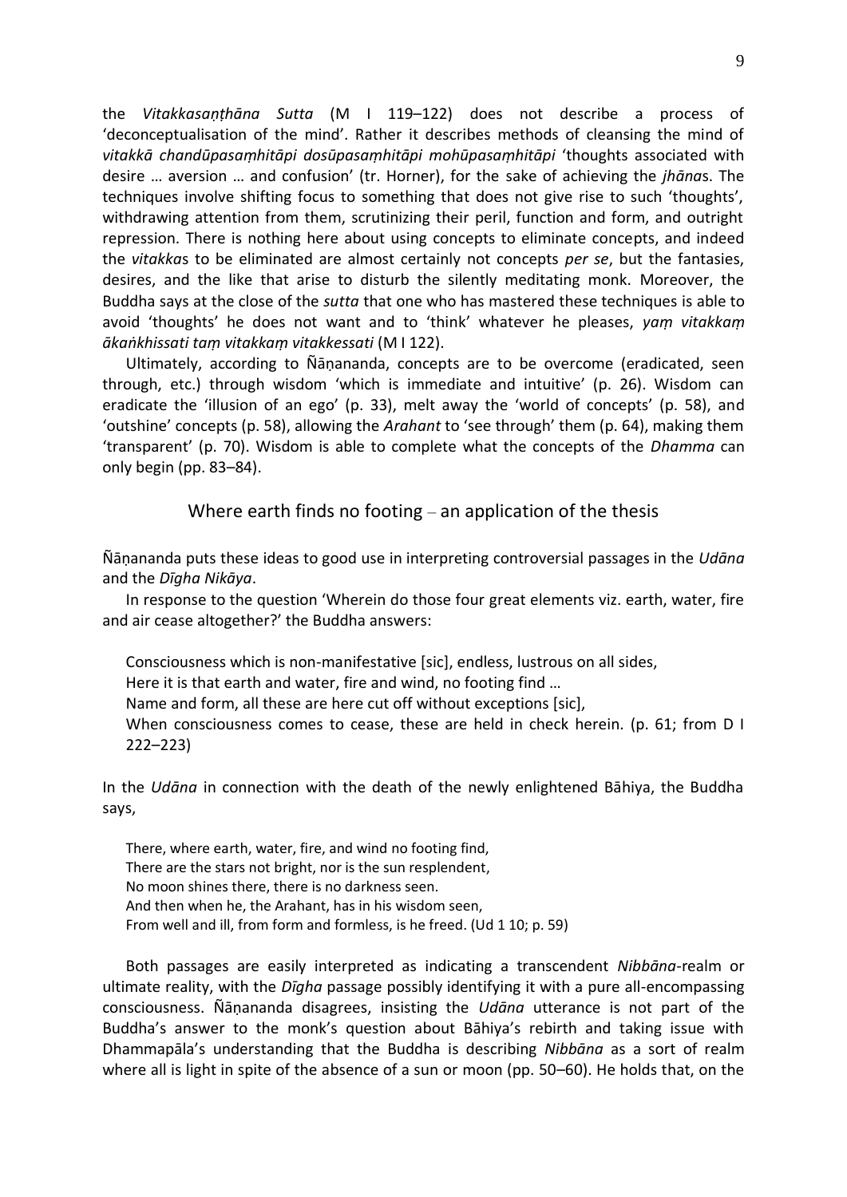the *Vitakkasaṇṭhāna Sutta* (M I 119–122) does not describe a process of 'deconceptualisation of the mind'. Rather it describes methods of cleansing the mind of *vitakkā chandūpasaṃhitāpi dosūpasaṃhitāpi mohūpasaṃhitāpi* 'thoughts associated with desire … aversion … and confusion' (tr. Horner), for the sake of achieving the *jhāna*s. The techniques involve shifting focus to something that does not give rise to such 'thoughts', withdrawing attention from them, scrutinizing their peril, function and form, and outright repression. There is nothing here about using concepts to eliminate concepts, and indeed the *vitakka*s to be eliminated are almost certainly not concepts *per se*, but the fantasies, desires, and the like that arise to disturb the silently meditating monk. Moreover, the Buddha says at the close of the *sutta* that one who has mastered these techniques is able to avoid 'thoughts' he does not want and to 'think' whatever he pleases, *yaṃ vitakkaṃ ākaṅkhissati taṃ vitakkaṃ vitakkessati* (M I 122).

Ultimately, according to Ñāṇananda, concepts are to be overcome (eradicated, seen through, etc.) through wisdom 'which is immediate and intuitive' (p. 26). Wisdom can eradicate the 'illusion of an ego' (p. 33), melt away the 'world of concepts' (p. 58), and 'outshine' concepts (p. 58), allowing the *Arahant* to 'see through' them (p. 64), making them 'transparent' (p. 70). Wisdom is able to complete what the concepts of the *Dhamma* can only begin (pp. 83–84).

## Where earth finds no footing – an application of the thesis

Ñāṇananda puts these ideas to good use in interpreting controversial passages in the *Udāna* and the *Dīgha Nikāya*.

In response to the question 'Wherein do those four great elements viz. earth, water, fire and air cease altogether?' the Buddha answers:

> Consciousness which is non-manifestative [sic], endless, lustrous on all sides,
> Here it is that earth and water, fire and wind, no footing find …
> Name and form, all these are here cut off without exceptions [sic],
> When consciousness comes to cease, these are held in check herein. (p. 61; from D I 222–223)

In the *Udāna* in connection with the death of the newly enlightened Bāhiya, the Buddha says,

> There, where earth, water, fire, and wind no footing find,
> There are the stars not bright, nor is the sun resplendent,
> No moon shines there, there is no darkness seen.
> And then when he, the Arahant, has in his wisdom seen,
> From well and ill, from form and formless, is he freed. (Ud 1 10; p. 59)

Both passages are easily interpreted as indicating a transcendent *Nibbāna*-realm or ultimate reality, with the *Dīgha* passage possibly identifying it with a pure all-encompassing consciousness. Ñāṇananda disagrees, insisting the *Udāna* utterance is not part of the Buddha's answer to the monk's question about Bāhiya's rebirth and taking issue with Dhammapāla's understanding that the Buddha is describing *Nibbāna* as a sort of realm where all is light in spite of the absence of a sun or moon (pp. 50–60). He holds that, on the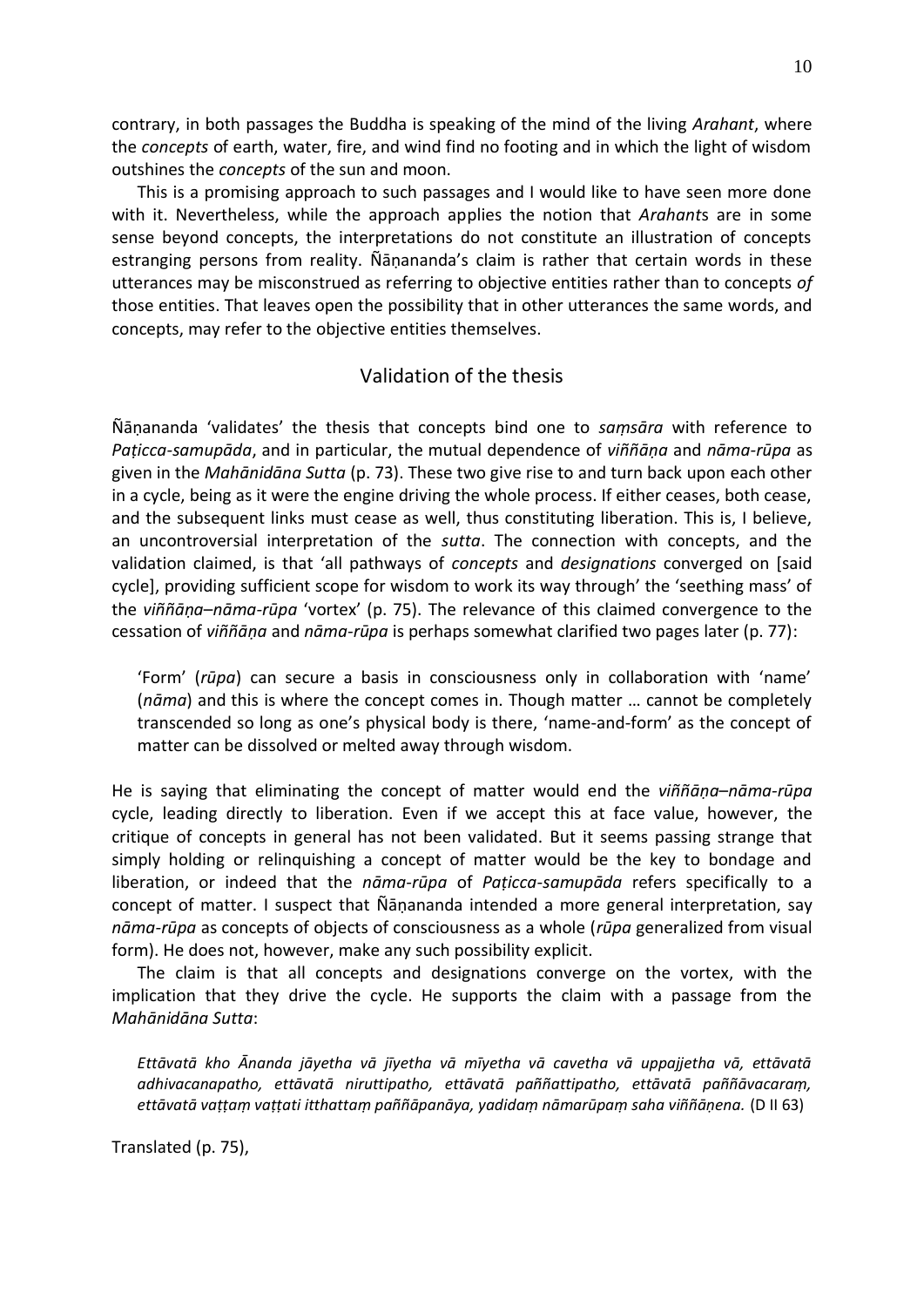contrary, in both passages the Buddha is speaking of the mind of the living *Arahant*, where the *concepts* of earth, water, fire, and wind find no footing and in which the light of wisdom outshines the *concepts* of the sun and moon.

This is a promising approach to such passages and I would like to have seen more done with it. Nevertheless, while the approach applies the notion that *Arahant*s are in some sense beyond concepts, the interpretations do not constitute an illustration of concepts estranging persons from reality. Ñāṇananda's claim is rather that certain words in these utterances may be misconstrued as referring to objective entities rather than to concepts *of* those entities. That leaves open the possibility that in other utterances the same words, and concepts, may refer to the objective entities themselves.

## Validation of the thesis

Ñāṇananda 'validates' the thesis that concepts bind one to *saṃsāra* with reference to *Paṭicca-samupāda*, and in particular, the mutual dependence of *viññāṇa* and *nāma-rūpa* as given in the *Mahānidāna Sutta* (p. 73). These two give rise to and turn back upon each other in a cycle, being as it were the engine driving the whole process. If either ceases, both cease, and the subsequent links must cease as well, thus constituting liberation. This is, I believe, an uncontroversial interpretation of the *sutta*. The connection with concepts, and the validation claimed, is that 'all pathways of *concepts* and *designations* converged on [said cycle], providing sufficient scope for wisdom to work its way through' the 'seething mass' of the *viññāṇa*–*nāma-rūpa* 'vortex' (p. 75). The relevance of this claimed convergence to the cessation of *viññāṇa* and *nāma-rūpa* is perhaps somewhat clarified two pages later (p. 77):

> 'Form' (*rūpa*) can secure a basis in consciousness only in collaboration with 'name' (*nāma*) and this is where the concept comes in. Though matter … cannot be completely transcended so long as one's physical body is there, 'name-and-form' as the concept of matter can be dissolved or melted away through wisdom.

He is saying that eliminating the concept of matter would end the *viññāṇa*–*nāma-rūpa* cycle, leading directly to liberation. Even if we accept this at face value, however, the critique of concepts in general has not been validated. But it seems passing strange that simply holding or relinquishing a concept of matter would be the key to bondage and liberation, or indeed that the *nāma-rūpa* of *Paṭicca-samupāda* refers specifically to a concept of matter. I suspect that Ñāṇananda intended a more general interpretation, say *nāma-rūpa* as concepts of objects of consciousness as a whole (*rūpa* generalized from visual form). He does not, however, make any such possibility explicit.

The claim is that all concepts and designations converge on the vortex, with the implication that they drive the cycle. He supports the claim with a passage from the *Mahānidāna Sutta*:

> *Ettāvatā kho Ānanda jāyetha vā jīyetha vā mīyetha vā cavetha vā uppajjetha vā, ettāvatā adhivacanapatho, ettāvatā niruttipatho, ettāvatā paññattipatho, ettāvatā paññāvacaraṃ, ettāvatā vaṭṭaṃ vaṭṭati itthattaṃ paññāpanāya, yadidaṃ nāmarūpaṃ saha viññāṇena.* (D II 63)

Translated (p. 75),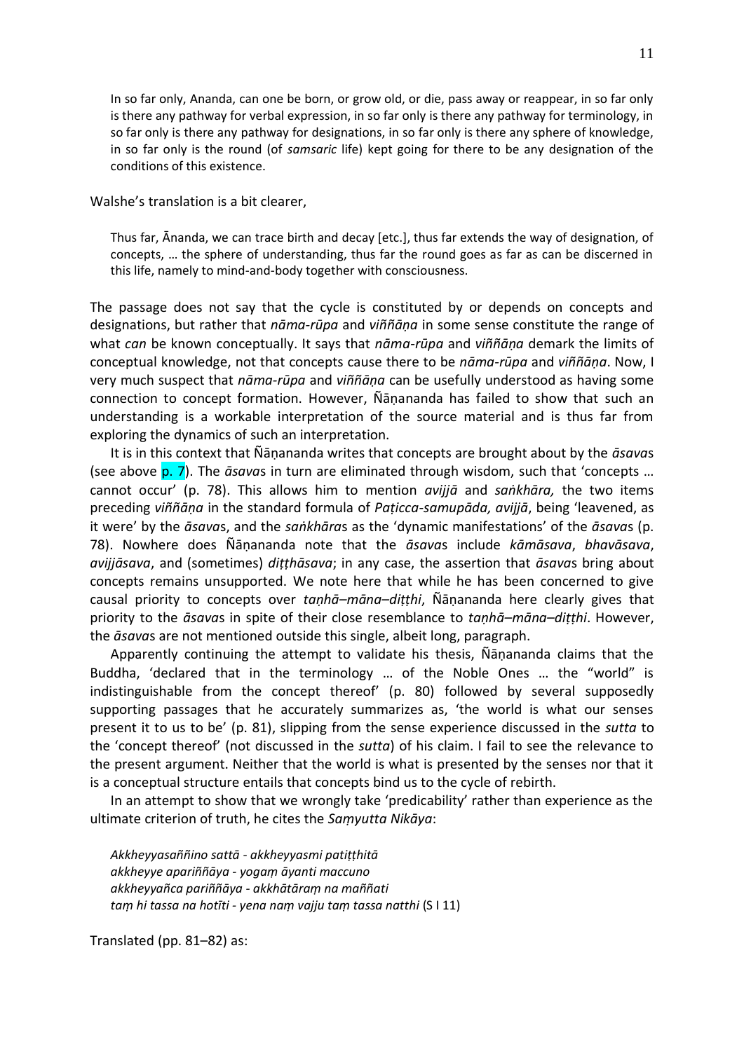> In so far only, Ananda, can one be born, or grow old, or die, pass away or reappear, in so far only is there any pathway for verbal expression, in so far only is there any pathway for terminology, in so far only is there any pathway for designations, in so far only is there any sphere of knowledge, in so far only is the round (of *samsaric* life) kept going for there to be any designation of the conditions of this existence.

Walshe's translation is a bit clearer,

> Thus far, Ānanda, we can trace birth and decay [etc.], thus far extends the way of designation, of concepts, … the sphere of understanding, thus far the round goes as far as can be discerned in this life, namely to mind-and-body together with consciousness.

The passage does not say that the cycle is constituted by or depends on concepts and designations, but rather that *nāma-rūpa* and *viññāṇa* in some sense constitute the range of what *can* be known conceptually. It says that *nāma-rūpa* and *viññāṇa* demark the limits of conceptual knowledge, not that concepts cause there to be *nāma-rūpa* and *viññāṇa*. Now, I very much suspect that *nāma-rūpa* and *viññāṇa* can be usefully understood as having some connection to concept formation. However, Ñāṇananda has failed to show that such an understanding is a workable interpretation of the source material and is thus far from exploring the dynamics of such an interpretation.

It is in this context that Ñāṇananda writes that concepts are brought about by the *āsava*s (see above p. 7). The *āsava*s in turn are eliminated through wisdom, such that 'concepts … cannot occur' (p. 78). This allows him to mention *avijjā* and *saṅkhāra,* the two items preceding *viññāṇa* in the standard formula of *Paṭicca-samupāda, avijjā*, being 'leavened, as it were' by the *āsava*s, and the *saṅkhāra*s as the 'dynamic manifestations' of the *āsava*s (p. 78). Nowhere does Ñāṇananda note that the *āsava*s include *kāmāsava*, *bhavāsava*, *avijjāsava*, and (sometimes) *diṭṭhāsava*; in any case, the assertion that *āsava*s bring about concepts remains unsupported. We note here that while he has been concerned to give causal priority to concepts over *taṇhā–māna–diṭṭhi*, Ñāṇananda here clearly gives that priority to the *āsava*s in spite of their close resemblance to *taṇhā–māna–diṭṭhi*. However, the *āsava*s are not mentioned outside this single, albeit long, paragraph.

Apparently continuing the attempt to validate his thesis, Ñāṇananda claims that the Buddha, 'declared that in the terminology … of the Noble Ones … the "world" is indistinguishable from the concept thereof' (p. 80) followed by several supposedly supporting passages that he accurately summarizes as, 'the world is what our senses present it to us to be' (p. 81), slipping from the sense experience discussed in the *sutta* to the 'concept thereof' (not discussed in the *sutta*) of his claim. I fail to see the relevance to the present argument. Neither that the world is what is presented by the senses nor that it is a conceptual structure entails that concepts bind us to the cycle of rebirth.

In an attempt to show that we wrongly take 'predicability' rather than experience as the ultimate criterion of truth, he cites the *Saṃyutta Nikāya*:

> *Akkheyyasaññino sattā - akkheyyasmi patiṭṭhitā*
> *akkheyye apariññāya - yogaṃ āyanti maccuno*
> *akkheyyañca pariññāya - akkhātāraṃ na maññati*
> *taṃ hi tassa na hotīti - yena naṃ vajju taṃ tassa natthi* (S I 11)

Translated (pp. 81–82) as: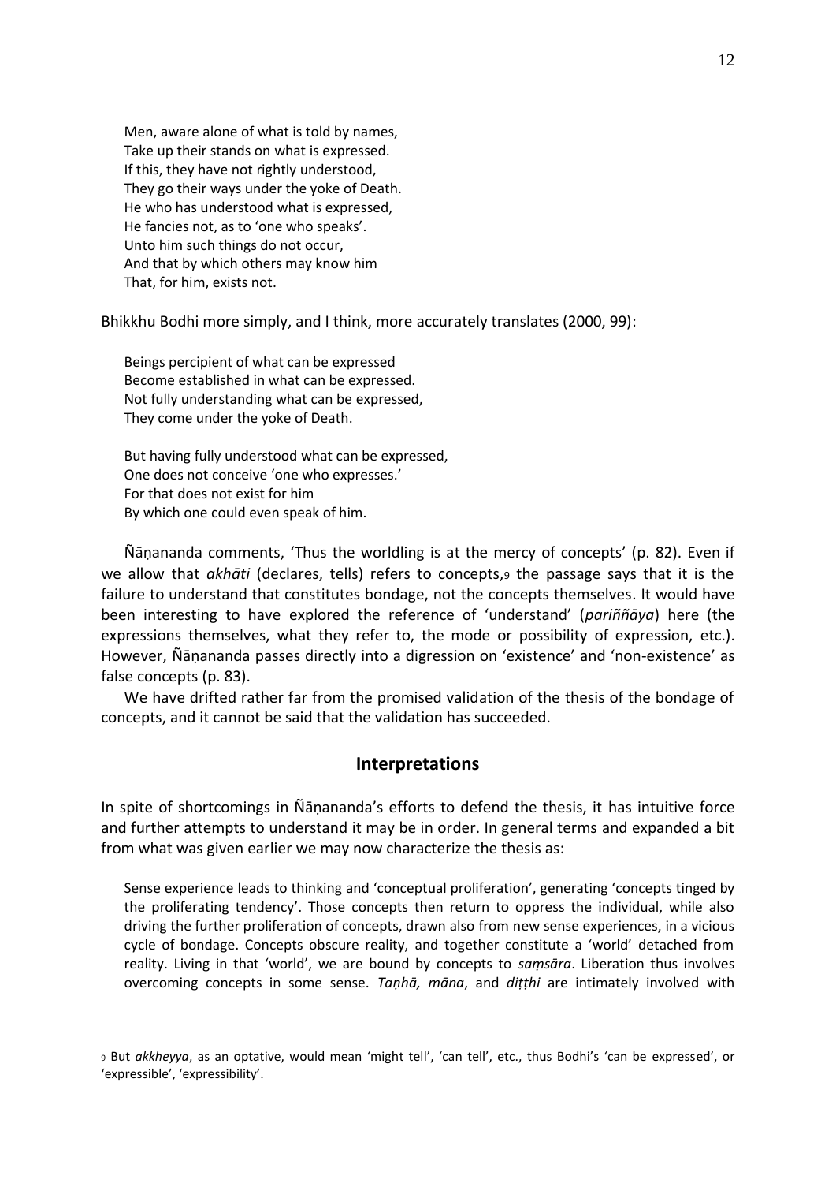> Men, aware alone of what is told by names,
> Take up their stands on what is expressed.
> If this, they have not rightly understood,
> They go their ways under the yoke of Death.
> He who has understood what is expressed,
> He fancies not, as to 'one who speaks'.
> Unto him such things do not occur,
> And that by which others may know him
> That, for him, exists not.

Bhikkhu Bodhi more simply, and I think, more accurately translates (2000, 99):

> Beings percipient of what can be expressed
> Become established in what can be expressed.
> Not fully understanding what can be expressed,
> They come under the yoke of Death.
>
> But having fully understood what can be expressed,
> One does not conceive 'one who expresses.'
> For that does not exist for him
> By which one could even speak of him.

Ñāṇananda comments, 'Thus the worldling is at the mercy of concepts' (p. 82). Even if we allow that *akhāti* (declares, tells) refers to concepts,[9] the passage says that it is the failure to understand that constitutes bondage, not the concepts themselves. It would have been interesting to have explored the reference of 'understand' (*pariññāya*) here (the expressions themselves, what they refer to, the mode or possibility of expression, etc.). However, Ñāṇananda passes directly into a digression on 'existence' and 'non-existence' as false concepts (p. 83).

We have drifted rather far from the promised validation of the thesis of the bondage of concepts, and it cannot be said that the validation has succeeded.

## Interpretations

In spite of shortcomings in Ñāṇananda's efforts to defend the thesis, it has intuitive force and further attempts to understand it may be in order. In general terms and expanded a bit from what was given earlier we may now characterize the thesis as:

> Sense experience leads to thinking and 'conceptual proliferation', generating 'concepts tinged by the proliferating tendency'. Those concepts then return to oppress the individual, while also driving the further proliferation of concepts, drawn also from new sense experiences, in a vicious cycle of bondage. Concepts obscure reality, and together constitute a 'world' detached from reality. Living in that 'world', we are bound by concepts to *saṃsāra*. Liberation thus involves overcoming concepts in some sense. *Taṇhā, māna*, and *diṭṭhi* are intimately involved with

[9] But *akkheyya*, as an optative, would mean 'might tell', 'can tell', etc., thus Bodhi's 'can be expressed', or 'expressible', 'expressibility'.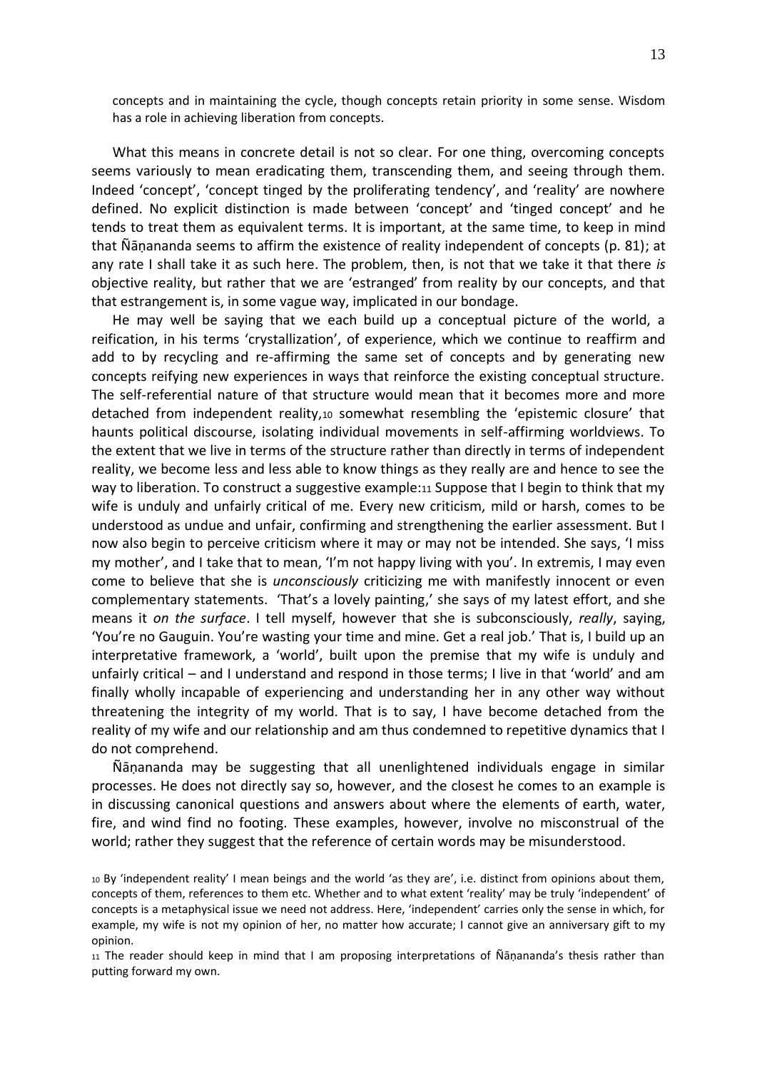concepts and in maintaining the cycle, though concepts retain priority in some sense. Wisdom has a role in achieving liberation from concepts.

What this means in concrete detail is not so clear. For one thing, overcoming concepts seems variously to mean eradicating them, transcending them, and seeing through them. Indeed 'concept', 'concept tinged by the proliferating tendency', and 'reality' are nowhere defined. No explicit distinction is made between 'concept' and 'tinged concept' and he tends to treat them as equivalent terms. It is important, at the same time, to keep in mind that Ñāṇananda seems to affirm the existence of reality independent of concepts (p. 81); at any rate I shall take it as such here. The problem, then, is not that we take it that there *is* objective reality, but rather that we are 'estranged' from reality by our concepts, and that that estrangement is, in some vague way, implicated in our bondage.

He may well be saying that we each build up a conceptual picture of the world, a reification, in his terms 'crystallization', of experience, which we continue to reaffirm and add to by recycling and re-affirming the same set of concepts and by generating new concepts reifying new experiences in ways that reinforce the existing conceptual structure. The self-referential nature of that structure would mean that it becomes more and more detached from independent reality,[10] somewhat resembling the 'epistemic closure' that haunts political discourse, isolating individual movements in self-affirming worldviews. To the extent that we live in terms of the structure rather than directly in terms of independent reality, we become less and less able to know things as they really are and hence to see the way to liberation. To construct a suggestive example:[11] Suppose that I begin to think that my wife is unduly and unfairly critical of me. Every new criticism, mild or harsh, comes to be understood as undue and unfair, confirming and strengthening the earlier assessment. But I now also begin to perceive criticism where it may or may not be intended. She says, 'I miss my mother', and I take that to mean, 'I'm not happy living with you'. In extremis, I may even come to believe that she is *unconsciously* criticizing me with manifestly innocent or even complementary statements. 'That's a lovely painting,' she says of my latest effort, and she means it *on the surface*. I tell myself, however that she is subconsciously, *really*, saying, 'You're no Gauguin. You're wasting your time and mine. Get a real job.' That is, I build up an interpretative framework, a 'world', built upon the premise that my wife is unduly and unfairly critical – and I understand and respond in those terms; I live in that 'world' and am finally wholly incapable of experiencing and understanding her in any other way without threatening the integrity of my world. That is to say, I have become detached from the reality of my wife and our relationship and am thus condemned to repetitive dynamics that I do not comprehend.

Ñāṇananda may be suggesting that all unenlightened individuals engage in similar processes. He does not directly say so, however, and the closest he comes to an example is in discussing canonical questions and answers about where the elements of earth, water, fire, and wind find no footing. These examples, however, involve no misconstrual of the world; rather they suggest that the reference of certain words may be misunderstood.

[10] By 'independent reality' I mean beings and the world 'as they are', i.e. distinct from opinions about them, concepts of them, references to them etc. Whether and to what extent 'reality' may be truly 'independent' of concepts is a metaphysical issue we need not address. Here, 'independent' carries only the sense in which, for example, my wife is not my opinion of her, no matter how accurate; I cannot give an anniversary gift to my opinion.

[11] The reader should keep in mind that I am proposing interpretations of Ñāṇananda's thesis rather than putting forward my own.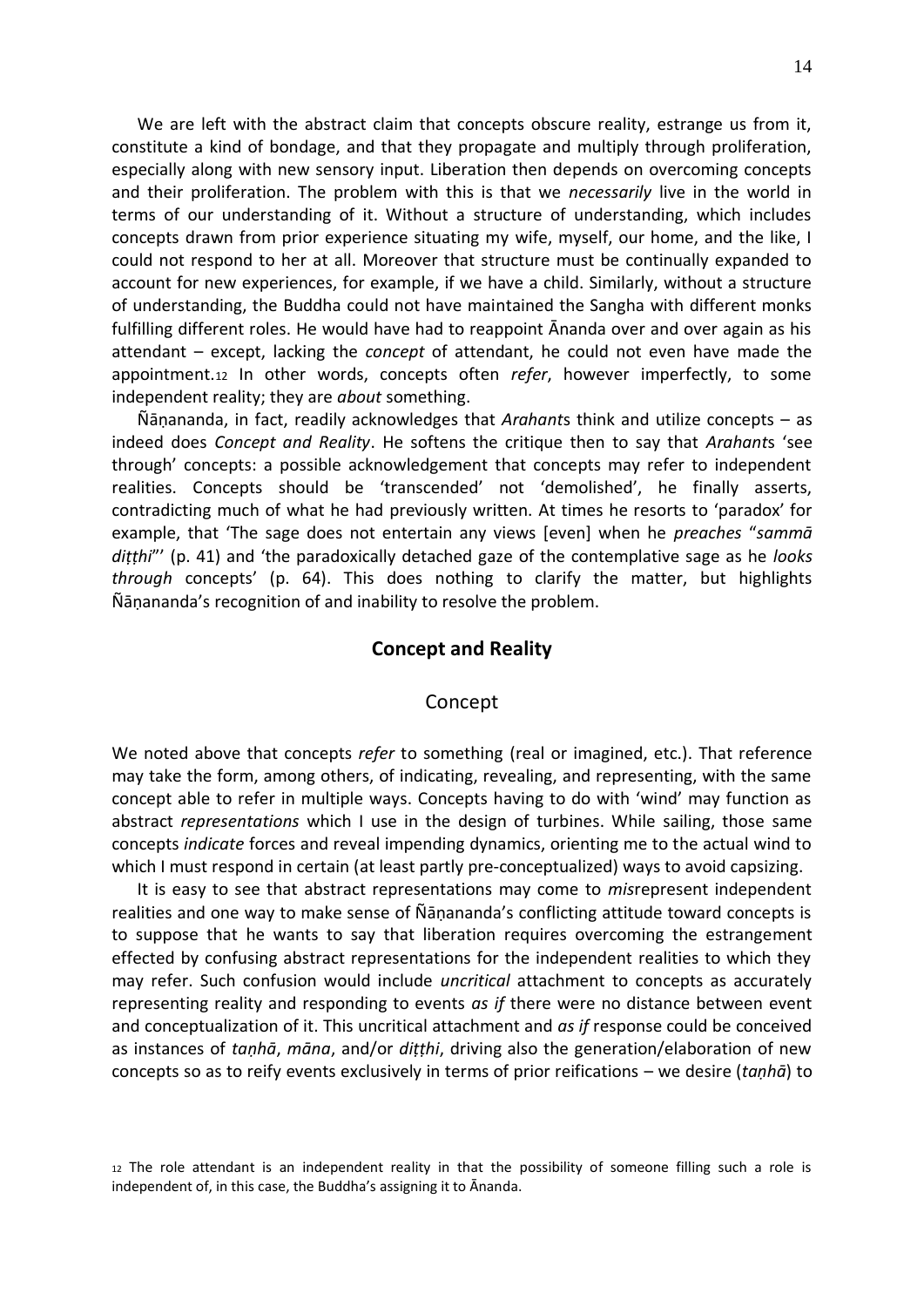We are left with the abstract claim that concepts obscure reality, estrange us from it, constitute a kind of bondage, and that they propagate and multiply through proliferation, especially along with new sensory input. Liberation then depends on overcoming concepts and their proliferation. The problem with this is that we *necessarily* live in the world in terms of our understanding of it. Without a structure of understanding, which includes concepts drawn from prior experience situating my wife, myself, our home, and the like, I could not respond to her at all. Moreover that structure must be continually expanded to account for new experiences, for example, if we have a child. Similarly, without a structure of understanding, the Buddha could not have maintained the Sangha with different monks fulfilling different roles. He would have had to reappoint Ānanda over and over again as his attendant – except, lacking the *concept* of attendant, he could not even have made the appointment.[12] In other words, concepts often *refer*, however imperfectly, to some independent reality; they are *about* something.

Ñāṇananda, in fact, readily acknowledges that *Arahant*s think and utilize concepts – as indeed does *Concept and Reality*. He softens the critique then to say that *Arahant*s 'see through' concepts: a possible acknowledgement that concepts may refer to independent realities. Concepts should be 'transcended' not 'demolished', he finally asserts, contradicting much of what he had previously written. At times he resorts to 'paradox' for example, that 'The sage does not entertain any views [even] when he *preaches* "*sammā diṭṭhi*"' (p. 41) and 'the paradoxically detached gaze of the contemplative sage as he *looks through* concepts' (p. 64). This does nothing to clarify the matter, but highlights Ñāṇananda's recognition of and inability to resolve the problem.

## Concept and Reality

### Concept

We noted above that concepts *refer* to something (real or imagined, etc.). That reference may take the form, among others, of indicating, revealing, and representing, with the same concept able to refer in multiple ways. Concepts having to do with 'wind' may function as abstract *representations* which I use in the design of turbines. While sailing, those same concepts *indicate* forces and reveal impending dynamics, orienting me to the actual wind to which I must respond in certain (at least partly pre-conceptualized) ways to avoid capsizing.

It is easy to see that abstract representations may come to *mis*represent independent realities and one way to make sense of Ñāṇananda's conflicting attitude toward concepts is to suppose that he wants to say that liberation requires overcoming the estrangement effected by confusing abstract representations for the independent realities to which they may refer. Such confusion would include *uncritical* attachment to concepts as accurately representing reality and responding to events *as if* there were no distance between event and conceptualization of it. This uncritical attachment and *as if* response could be conceived as instances of *taṇhā*, *māna*, and/or *diṭṭhi*, driving also the generation/elaboration of new concepts so as to reify events exclusively in terms of prior reifications – we desire (*taṇhā*) to

[12] The role attendant is an independent reality in that the possibility of someone filling such a role is independent of, in this case, the Buddha's assigning it to Ānanda.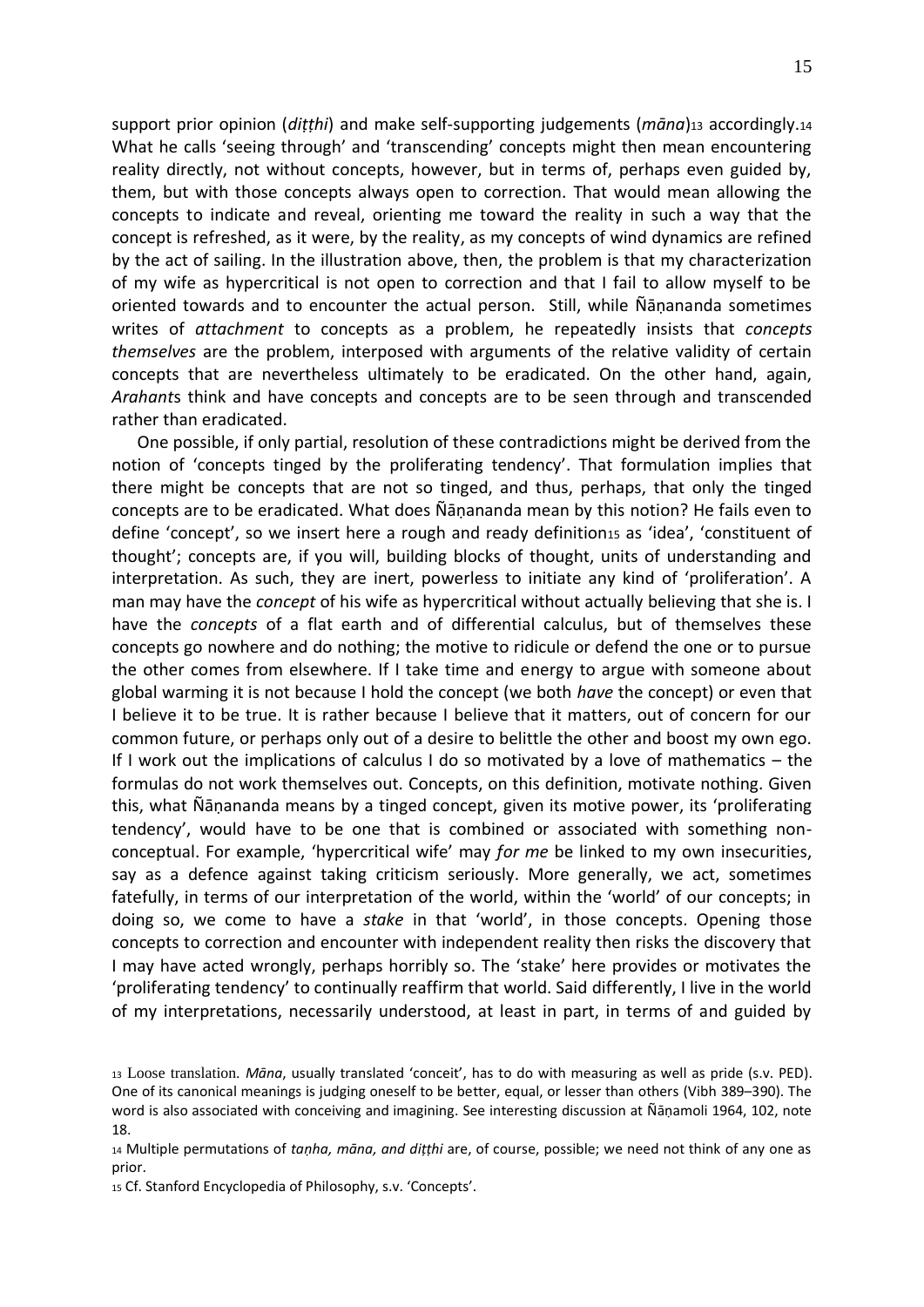support prior opinion (*diṭṭhi*) and make self-supporting judgements (*māna*)[13] accordingly.[14] What he calls 'seeing through' and 'transcending' concepts might then mean encountering reality directly, not without concepts, however, but in terms of, perhaps even guided by, them, but with those concepts always open to correction. That would mean allowing the concepts to indicate and reveal, orienting me toward the reality in such a way that the concept is refreshed, as it were, by the reality, as my concepts of wind dynamics are refined by the act of sailing. In the illustration above, then, the problem is that my characterization of my wife as hypercritical is not open to correction and that I fail to allow myself to be oriented towards and to encounter the actual person. Still, while Ñāṇananda sometimes writes of *attachment* to concepts as a problem, he repeatedly insists that *concepts themselves* are the problem, interposed with arguments of the relative validity of certain concepts that are nevertheless ultimately to be eradicated. On the other hand, again, *Arahant*s think and have concepts and concepts are to be seen through and transcended rather than eradicated.

One possible, if only partial, resolution of these contradictions might be derived from the notion of 'concepts tinged by the proliferating tendency'. That formulation implies that there might be concepts that are not so tinged, and thus, perhaps, that only the tinged concepts are to be eradicated. What does Ñāṇananda mean by this notion? He fails even to define 'concept', so we insert here a rough and ready definition[15] as 'idea', 'constituent of thought'; concepts are, if you will, building blocks of thought, units of understanding and interpretation. As such, they are inert, powerless to initiate any kind of 'proliferation'. A man may have the *concept* of his wife as hypercritical without actually believing that she is. I have the *concepts* of a flat earth and of differential calculus, but of themselves these concepts go nowhere and do nothing; the motive to ridicule or defend the one or to pursue the other comes from elsewhere. If I take time and energy to argue with someone about global warming it is not because I hold the concept (we both *have* the concept) or even that I believe it to be true. It is rather because I believe that it matters, out of concern for our common future, or perhaps only out of a desire to belittle the other and boost my own ego. If I work out the implications of calculus I do so motivated by a love of mathematics – the formulas do not work themselves out. Concepts, on this definition, motivate nothing. Given this, what Ñāṇananda means by a tinged concept, given its motive power, its 'proliferating tendency', would have to be one that is combined or associated with something non-conceptual. For example, 'hypercritical wife' may *for me* be linked to my own insecurities, say as a defence against taking criticism seriously. More generally, we act, sometimes fatefully, in terms of our interpretation of the world, within the 'world' of our concepts; in doing so, we come to have a *stake* in that 'world', in those concepts. Opening those concepts to correction and encounter with independent reality then risks the discovery that I may have acted wrongly, perhaps horribly so. The 'stake' here provides or motivates the 'proliferating tendency' to continually reaffirm that world. Said differently, I live in the world of my interpretations, necessarily understood, at least in part, in terms of and guided by

---

[13] Loose translation. *Māna*, usually translated 'conceit', has to do with measuring as well as pride (s.v. PED). One of its canonical meanings is judging oneself to be better, equal, or lesser than others (Vibh 389–390). The word is also associated with conceiving and imagining. See interesting discussion at Ñāṇamoli 1964, 102, note 18.

[14] Multiple permutations of *taṇha, māna, and diṭṭhi* are, of course, possible; we need not think of any one as prior.

[15] Cf. Stanford Encyclopedia of Philosophy, s.v. 'Concepts'.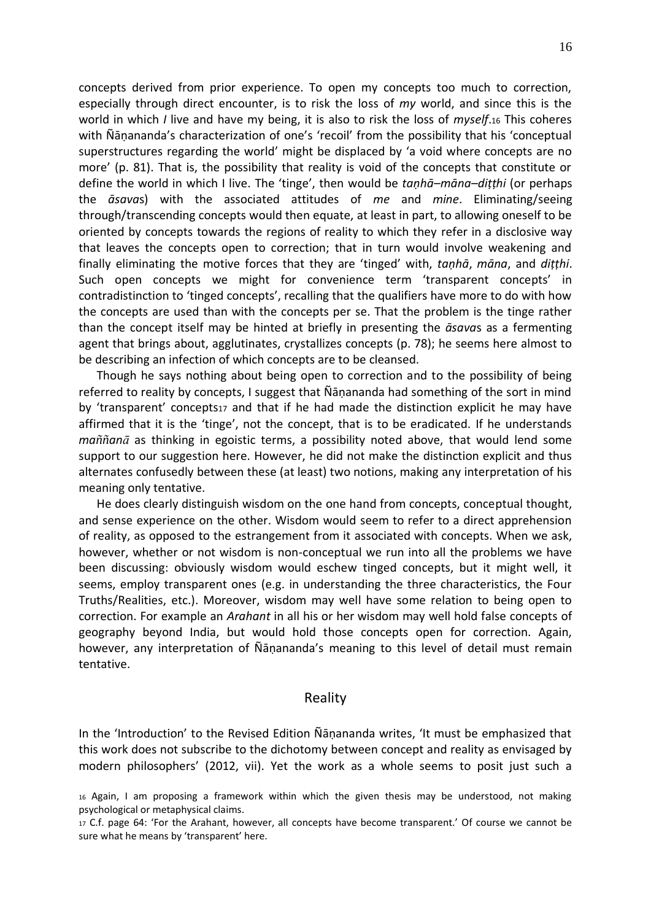concepts derived from prior experience. To open my concepts too much to correction, especially through direct encounter, is to risk the loss of *my* world, and since this is the world in which *I* live and have my being, it is also to risk the loss of *myself*.[16] This coheres with Ñāṇananda's characterization of one's 'recoil' from the possibility that his 'conceptual superstructures regarding the world' might be displaced by 'a void where concepts are no more' (p. 81). That is, the possibility that reality is void of the concepts that constitute or define the world in which I live. The 'tinge', then would be *taṇhā–māna–diṭṭhi* (or perhaps the *āsava*s) with the associated attitudes of *me* and *mine*. Eliminating/seeing through/transcending concepts would then equate, at least in part, to allowing oneself to be oriented by concepts towards the regions of reality to which they refer in a disclosive way that leaves the concepts open to correction; that in turn would involve weakening and finally eliminating the motive forces that they are 'tinged' with, *taṇhā*, *māna*, and *diṭṭhi*. Such open concepts we might for convenience term 'transparent concepts' in contradistinction to 'tinged concepts', recalling that the qualifiers have more to do with how the concepts are used than with the concepts per se. That the problem is the tinge rather than the concept itself may be hinted at briefly in presenting the *āsava*s as a fermenting agent that brings about, agglutinates, crystallizes concepts (p. 78); he seems here almost to be describing an infection of which concepts are to be cleansed.

Though he says nothing about being open to correction and to the possibility of being referred to reality by concepts, I suggest that Ñāṇananda had something of the sort in mind by 'transparent' concepts[17] and that if he had made the distinction explicit he may have affirmed that it is the 'tinge', not the concept, that is to be eradicated. If he understands *maññanā* as thinking in egoistic terms, a possibility noted above, that would lend some support to our suggestion here. However, he did not make the distinction explicit and thus alternates confusedly between these (at least) two notions, making any interpretation of his meaning only tentative.

He does clearly distinguish wisdom on the one hand from concepts, conceptual thought, and sense experience on the other. Wisdom would seem to refer to a direct apprehension of reality, as opposed to the estrangement from it associated with concepts. When we ask, however, whether or not wisdom is non-conceptual we run into all the problems we have been discussing: obviously wisdom would eschew tinged concepts, but it might well, it seems, employ transparent ones (e.g. in understanding the three characteristics, the Four Truths/Realities, etc.). Moreover, wisdom may well have some relation to being open to correction. For example an *Arahant* in all his or her wisdom may well hold false concepts of geography beyond India, but would hold those concepts open for correction. Again, however, any interpretation of Ñāṇananda's meaning to this level of detail must remain tentative.

## Reality

In the 'Introduction' to the Revised Edition Ñāṇananda writes, 'It must be emphasized that this work does not subscribe to the dichotomy between concept and reality as envisaged by modern philosophers' (2012, vii). Yet the work as a whole seems to posit just such a

[16] Again, I am proposing a framework within which the given thesis may be understood, not making psychological or metaphysical claims.

[17] C.f. page 64: 'For the Arahant, however, all concepts have become transparent.' Of course we cannot be sure what he means by 'transparent' here.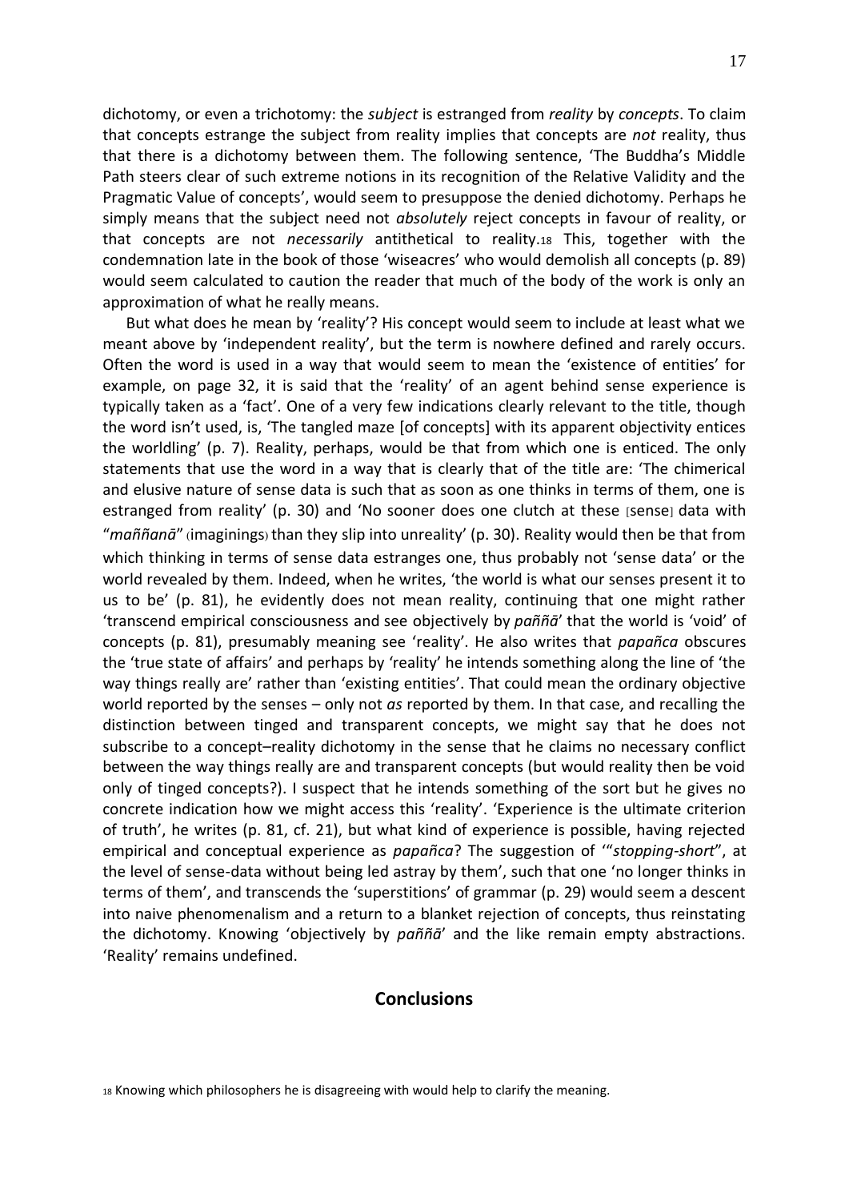dichotomy, or even a trichotomy: the *subject* is estranged from *reality* by *concepts*. To claim that concepts estrange the subject from reality implies that concepts are *not* reality, thus that there is a dichotomy between them. The following sentence, 'The Buddha's Middle Path steers clear of such extreme notions in its recognition of the Relative Validity and the Pragmatic Value of concepts', would seem to presuppose the denied dichotomy. Perhaps he simply means that the subject need not *absolutely* reject concepts in favour of reality, or that concepts are not *necessarily* antithetical to reality.[18] This, together with the condemnation late in the book of those 'wiseacres' who would demolish all concepts (p. 89) would seem calculated to caution the reader that much of the body of the work is only an approximation of what he really means.

But what does he mean by 'reality'? His concept would seem to include at least what we meant above by 'independent reality', but the term is nowhere defined and rarely occurs. Often the word is used in a way that would seem to mean the 'existence of entities' for example, on page 32, it is said that the 'reality' of an agent behind sense experience is typically taken as a 'fact'. One of a very few indications clearly relevant to the title, though the word isn't used, is, 'The tangled maze [of concepts] with its apparent objectivity entices the worldling' (p. 7). Reality, perhaps, would be that from which one is enticed. The only statements that use the word in a way that is clearly that of the title are: 'The chimerical and elusive nature of sense data is such that as soon as one thinks in terms of them, one is estranged from reality' (p. 30) and 'No sooner does one clutch at these [sense] data with "*maññanā*" (imaginings) than they slip into unreality' (p. 30). Reality would then be that from which thinking in terms of sense data estranges one, thus probably not 'sense data' or the world revealed by them. Indeed, when he writes, 'the world is what our senses present it to us to be' (p. 81), he evidently does not mean reality, continuing that one might rather 'transcend empirical consciousness and see objectively by *paññā*' that the world is 'void' of concepts (p. 81), presumably meaning see 'reality'. He also writes that *papañca* obscures the 'true state of affairs' and perhaps by 'reality' he intends something along the line of 'the way things really are' rather than 'existing entities'. That could mean the ordinary objective world reported by the senses – only not *as* reported by them. In that case, and recalling the distinction between tinged and transparent concepts, we might say that he does not subscribe to a concept–reality dichotomy in the sense that he claims no necessary conflict between the way things really are and transparent concepts (but would reality then be void only of tinged concepts?). I suspect that he intends something of the sort but he gives no concrete indication how we might access this 'reality'. 'Experience is the ultimate criterion of truth', he writes (p. 81, cf. 21), but what kind of experience is possible, having rejected empirical and conceptual experience as *papañca*? The suggestion of '"*stopping-short*", at the level of sense-data without being led astray by them', such that one 'no longer thinks in terms of them', and transcends the 'superstitions' of grammar (p. 29) would seem a descent into naive phenomenalism and a return to a blanket rejection of concepts, thus reinstating the dichotomy. Knowing 'objectively by *paññā*' and the like remain empty abstractions. 'Reality' remains undefined.

## Conclusions

[18] Knowing which philosophers he is disagreeing with would help to clarify the meaning.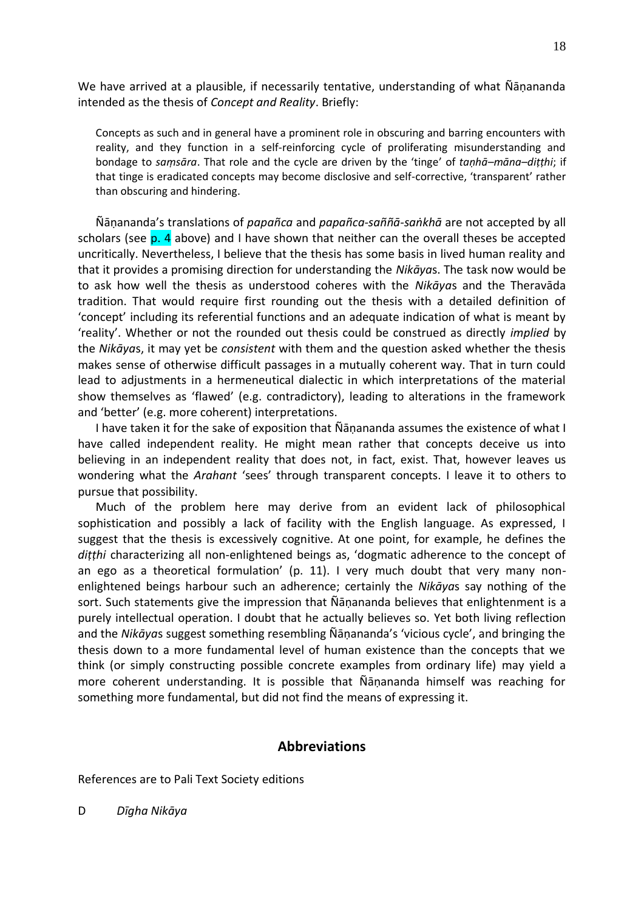We have arrived at a plausible, if necessarily tentative, understanding of what Ñāṇananda intended as the thesis of *Concept and Reality*. Briefly:

> Concepts as such and in general have a prominent role in obscuring and barring encounters with reality, and they function in a self-reinforcing cycle of proliferating misunderstanding and bondage to *saṃsāra*. That role and the cycle are driven by the 'tinge' of *taṇhā–māna–diṭṭhi*; if that tinge is eradicated concepts may become disclosive and self-corrective, 'transparent' rather than obscuring and hindering.

Ñāṇananda's translations of *papañca* and *papañca-saññā-saṅkhā* are not accepted by all scholars (see p. 4 above) and I have shown that neither can the overall theses be accepted uncritically. Nevertheless, I believe that the thesis has some basis in lived human reality and that it provides a promising direction for understanding the *Nikāya*s. The task now would be to ask how well the thesis as understood coheres with the *Nikāya*s and the Theravāda tradition. That would require first rounding out the thesis with a detailed definition of 'concept' including its referential functions and an adequate indication of what is meant by 'reality'. Whether or not the rounded out thesis could be construed as directly *implied* by the *Nikāya*s, it may yet be *consistent* with them and the question asked whether the thesis makes sense of otherwise difficult passages in a mutually coherent way. That in turn could lead to adjustments in a hermeneutical dialectic in which interpretations of the material show themselves as 'flawed' (e.g. contradictory), leading to alterations in the framework and 'better' (e.g. more coherent) interpretations.

I have taken it for the sake of exposition that Ñāṇananda assumes the existence of what I have called independent reality. He might mean rather that concepts deceive us into believing in an independent reality that does not, in fact, exist. That, however leaves us wondering what the *Arahant* 'sees' through transparent concepts. I leave it to others to pursue that possibility.

Much of the problem here may derive from an evident lack of philosophical sophistication and possibly a lack of facility with the English language. As expressed, I suggest that the thesis is excessively cognitive. At one point, for example, he defines the *diṭṭhi* characterizing all non-enlightened beings as, 'dogmatic adherence to the concept of an ego as a theoretical formulation' (p. 11). I very much doubt that very many non-enlightened beings harbour such an adherence; certainly the *Nikāya*s say nothing of the sort. Such statements give the impression that Ñāṇananda believes that enlightenment is a purely intellectual operation. I doubt that he actually believes so. Yet both living reflection and the *Nikāya*s suggest something resembling Ñāṇananda's 'vicious cycle', and bringing the thesis down to a more fundamental level of human existence than the concepts that we think (or simply constructing possible concrete examples from ordinary life) may yield a more coherent understanding. It is possible that Ñāṇananda himself was reaching for something more fundamental, but did not find the means of expressing it.

## Abbreviations

References are to Pali Text Society editions

D *Dīgha Nikāya*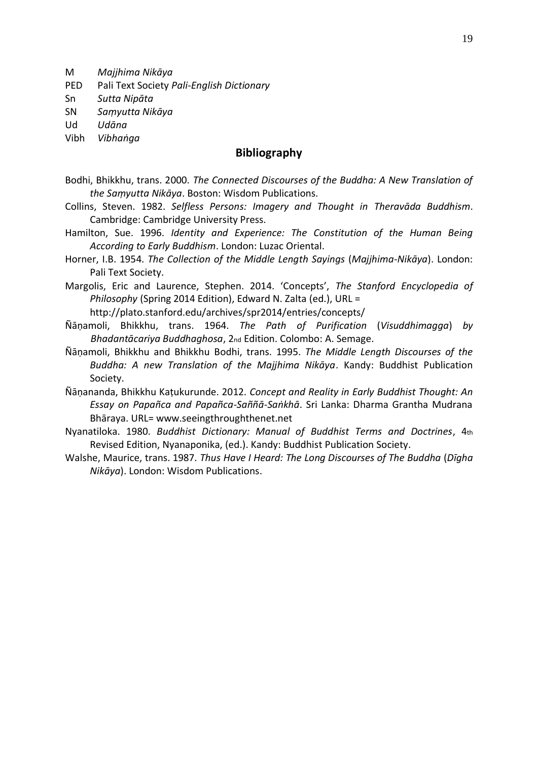M *Majjhima Nikāya*
PED Pali Text Society *Pali-English Dictionary*
Sn *Sutta Nipāta*
SN *Saṃyutta Nikāya*
Ud *Udāna*
Vibh *Vibhaṅga*

## Bibliography

Bodhi, Bhikkhu, trans. 2000. *The Connected Discourses of the Buddha: A New Translation of the Saṃyutta Nikāya*. Boston: Wisdom Publications.

Collins, Steven. 1982. *Selfless Persons: Imagery and Thought in Theravāda Buddhism*. Cambridge: Cambridge University Press.

Hamilton, Sue. 1996. *Identity and Experience: The Constitution of the Human Being According to Early Buddhism*. London: Luzac Oriental.

Horner, I.B. 1954. *The Collection of the Middle Length Sayings* (*Majjhima-Nikāya*). London: Pali Text Society.

Margolis, Eric and Laurence, Stephen. 2014. 'Concepts', *The Stanford Encyclopedia of Philosophy* (Spring 2014 Edition), Edward N. Zalta (ed.), URL = http://plato.stanford.edu/archives/spr2014/entries/concepts/

Ñāṇamoli, Bhikkhu, trans. 1964. *The Path of Purification* (*Visuddhimagga*) *by Bhadantācariya Buddhaghosa*, 2nd Edition. Colombo: A. Semage.

Ñāṇamoli, Bhikkhu and Bhikkhu Bodhi, trans. 1995. *The Middle Length Discourses of the Buddha: A new Translation of the Majjhima Nikāya*. Kandy: Buddhist Publication Society.

Ñāṇananda, Bhikkhu Kaṭukurunde. 2012. *Concept and Reality in Early Buddhist Thought: An Essay on Papañca and Papañca-Saññā-Saṅkhā*. Sri Lanka: Dharma Grantha Mudrana Bhāraya. URL= www.seeingthroughthenet.net

Nyanatiloka. 1980. *Buddhist Dictionary: Manual of Buddhist Terms and Doctrines*, 4th Revised Edition, Nyanaponika, (ed.). Kandy: Buddhist Publication Society.

Walshe, Maurice, trans. 1987. *Thus Have I Heard: The Long Discourses of The Buddha* (*Dīgha Nikāya*). London: Wisdom Publications.